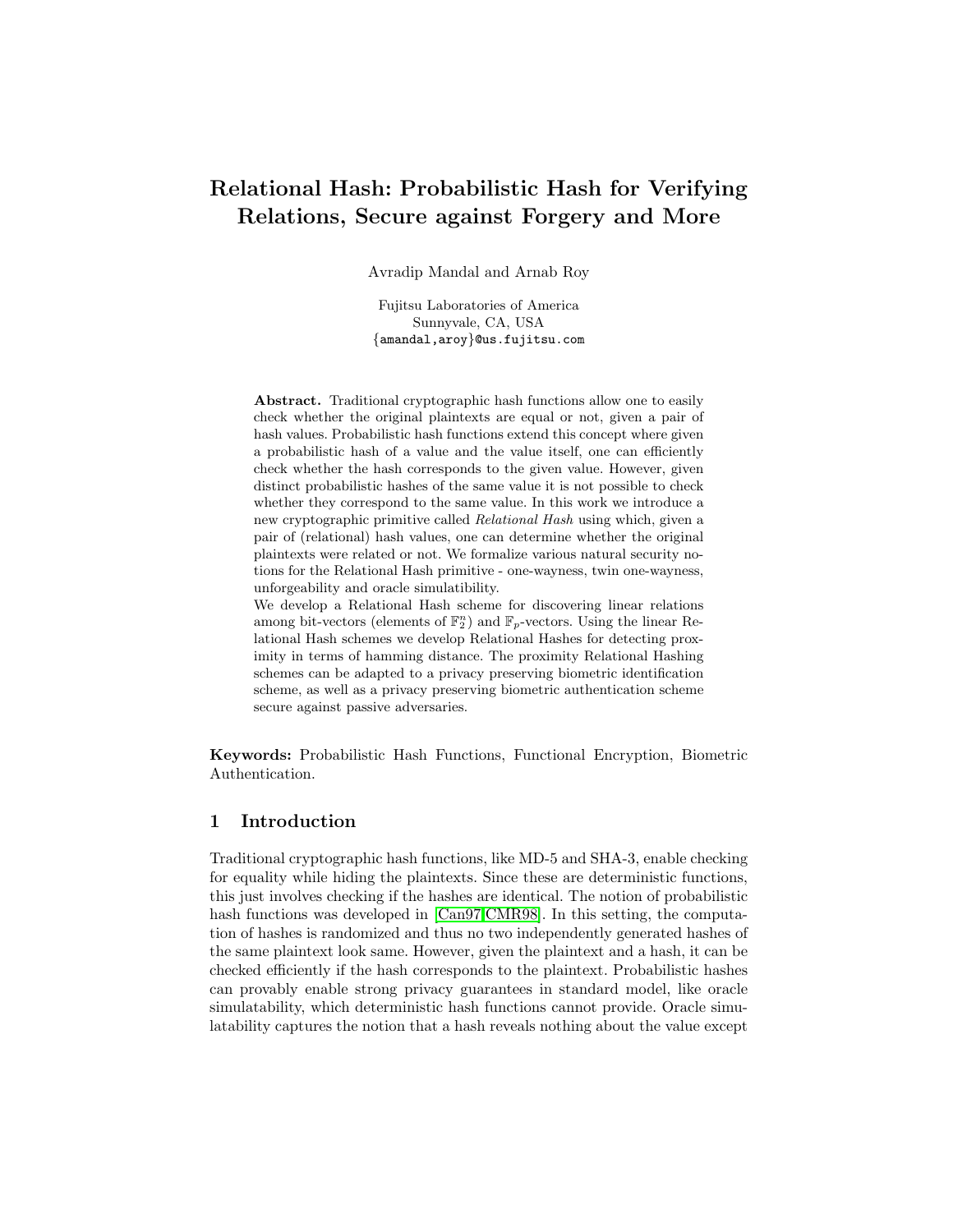# Relational Hash: Probabilistic Hash for Verifying Relations, Secure against Forgery and More

Avradip Mandal and Arnab Roy

Fujitsu Laboratories of America
Sunnyvale, CA, USA
{amandal,aroy}@us.fujitsu.com

**Abstract.** Traditional cryptographic hash functions allow one to easily check whether the original plaintexts are equal or not, given a pair of hash values. Probabilistic hash functions extend this concept where given a probabilistic hash of a value and the value itself, one can efficiently check whether the hash corresponds to the given value. However, given distinct probabilistic hashes of the same value it is not possible to check whether they correspond to the same value. In this work we introduce a new cryptographic primitive called *Relational Hash* using which, given a pair of (relational) hash values, one can determine whether the original plaintexts were related or not. We formalize various natural security notions for the Relational Hash primitive - one-wayness, twin one-wayness, unforgeability and oracle simulatibility.

We develop a Relational Hash scheme for discovering linear relations among bit-vectors (elements of $\mathbb{F}_2^n$) and $\mathbb{F}_p$-vectors. Using the linear Relational Hash schemes we develop Relational Hashes for detecting proximity in terms of hamming distance. The proximity Relational Hashing schemes can be adapted to a privacy preserving biometric identification scheme, as well as a privacy preserving biometric authentication scheme secure against passive adversaries.

**Keywords:** Probabilistic Hash Functions, Functional Encryption, Biometric Authentication.

## 1 Introduction

Traditional cryptographic hash functions, like MD-5 and SHA-3, enable checking for equality while hiding the plaintexts. Since these are deterministic functions, this just involves checking if the hashes are identical. The notion of probabilistic hash functions was developed in [Can97,CMR98]. In this setting, the computation of hashes is randomized and thus no two independently generated hashes of the same plaintext look same. However, given the plaintext and a hash, it can be checked efficiently if the hash corresponds to the plaintext. Probabilistic hashes can provably enable strong privacy guarantees in standard model, like oracle simulatability, which deterministic hash functions cannot provide. Oracle simulatability captures the notion that a hash reveals nothing about the value except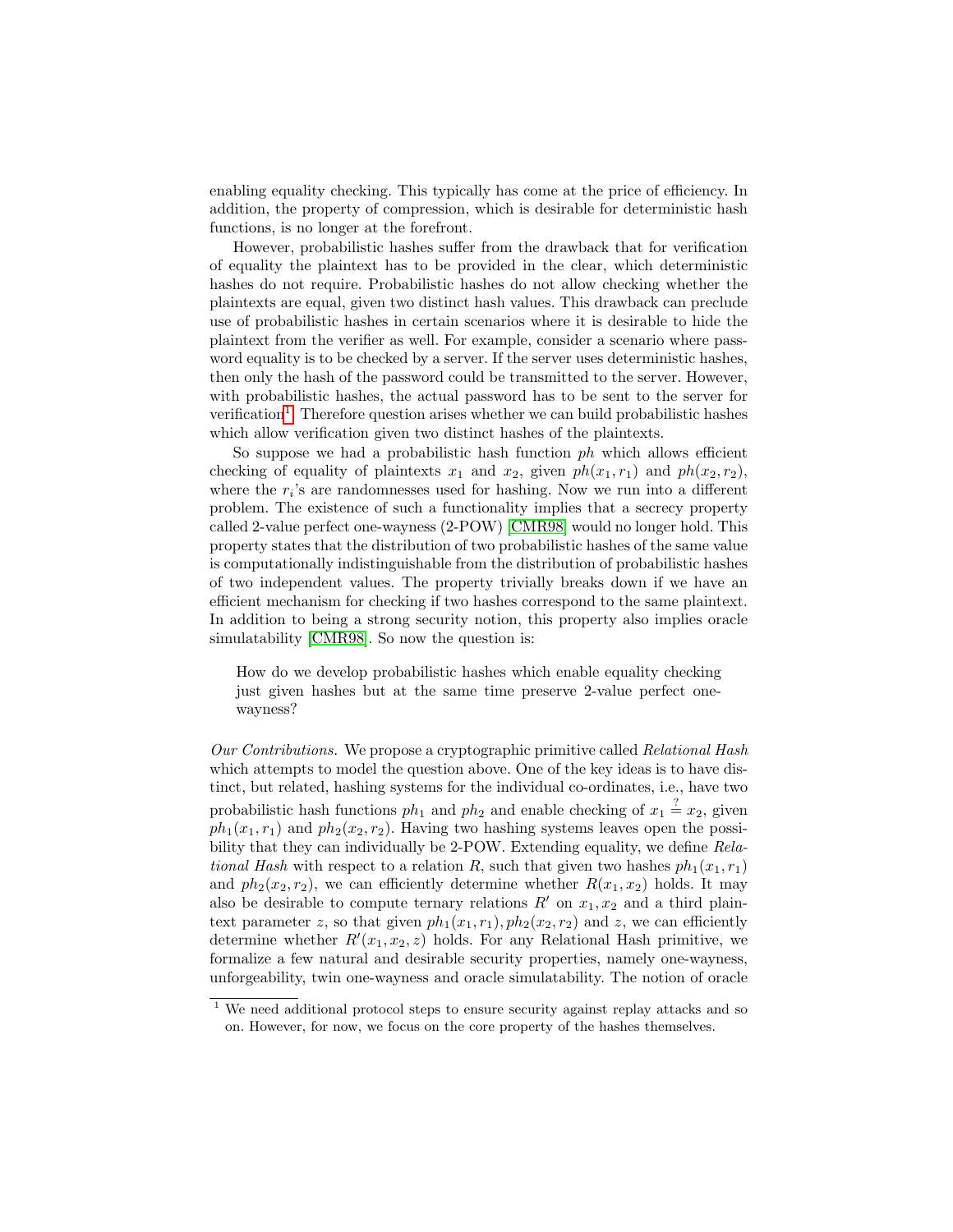enabling equality checking. This typically has come at the price of efficiency. In addition, the property of compression, which is desirable for deterministic hash functions, is no longer at the forefront.

However, probabilistic hashes suffer from the drawback that for verification of equality the plaintext has to be provided in the clear, which deterministic hashes do not require. Probabilistic hashes do not allow checking whether the plaintexts are equal, given two distinct hash values. This drawback can preclude use of probabilistic hashes in certain scenarios where it is desirable to hide the plaintext from the verifier as well. For example, consider a scenario where password equality is to be checked by a server. If the server uses deterministic hashes, then only the hash of the password could be transmitted to the server. However, with probabilistic hashes, the actual password has to be sent to the server for verification[1]. Therefore question arises whether we can build probabilistic hashes which allow verification given two distinct hashes of the plaintexts.

So suppose we had a probabilistic hash function $ph$ which allows efficient checking of equality of plaintexts $x_1$ and $x_2$, given $ph(x_1, r_1)$ and $ph(x_2, r_2)$, where the $r_i$'s are randomnesses used for hashing. Now we run into a different problem. The existence of such a functionality implies that a secrecy property called 2-value perfect one-wayness (2-POW) [CMR98] would no longer hold. This property states that the distribution of two probabilistic hashes of the same value is computationally indistinguishable from the distribution of probabilistic hashes of two independent values. The property trivially breaks down if we have an efficient mechanism for checking if two hashes correspond to the same plaintext. In addition to being a strong security notion, this property also implies oracle simulatability [CMR98]. So now the question is:

> How do we develop probabilistic hashes which enable equality checking just given hashes but at the same time preserve 2-value perfect one-wayness?

*Our Contributions.* We propose a cryptographic primitive called *Relational Hash* which attempts to model the question above. One of the key ideas is to have distinct, but related, hashing systems for the individual co-ordinates, i.e., have two probabilistic hash functions $ph_1$ and $ph_2$ and enable checking of $x_1 \stackrel{?}{=} x_2$, given $ph_1(x_1, r_1)$ and $ph_2(x_2, r_2)$. Having two hashing systems leaves open the possibility that they can individually be 2-POW. Extending equality, we define *Relational Hash* with respect to a relation $R$, such that given two hashes $ph_1(x_1, r_1)$ and $ph_2(x_2, r_2)$, we can efficiently determine whether $R(x_1, x_2)$ holds. It may also be desirable to compute ternary relations $R'$ on $x_1, x_2$ and a third plaintext parameter $z$, so that given $ph_1(x_1, r_1), ph_2(x_2, r_2)$ and $z$, we can efficiently determine whether $R'(x_1, x_2, z)$ holds. For any Relational Hash primitive, we formalize a few natural and desirable security properties, namely one-wayness, unforgeability, twin one-wayness and oracle simulatability. The notion of oracle

[1] We need additional protocol steps to ensure security against replay attacks and so on. However, for now, we focus on the core property of the hashes themselves.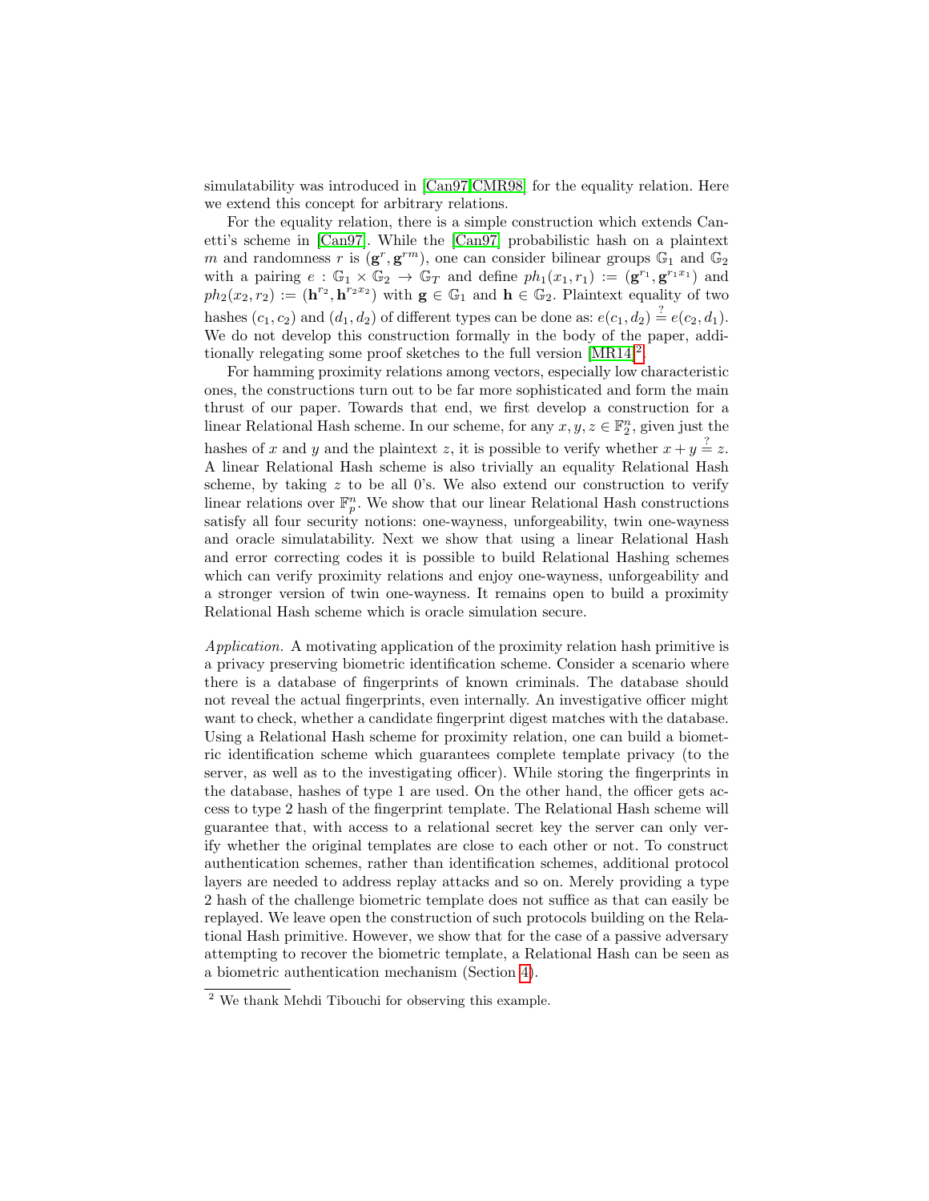simulatability was introduced in [Can97,CMR98] for the equality relation. Here we extend this concept for arbitrary relations.

For the equality relation, there is a simple construction which extends Canetti's scheme in [Can97]. While the [Can97] probabilistic hash on a plaintext $m$ and randomness $r$ is $(\mathbf{g}^r, \mathbf{g}^{rm})$, one can consider bilinear groups $\mathbb{G}_1$ and $\mathbb{G}_2$ with a pairing $e : \mathbb{G}_1 \times \mathbb{G}_2 \to \mathbb{G}_T$ and define $ph_1(x_1, r_1) := (\mathbf{g}^{r_1}, \mathbf{g}^{r_1 x_1})$ and $ph_2(x_2, r_2) := (\mathbf{h}^{r_2}, \mathbf{h}^{r_2 x_2})$ with $\mathbf{g} \in \mathbb{G}_1$ and $\mathbf{h} \in \mathbb{G}_2$. Plaintext equality of two hashes $(c_1, c_2)$ and $(d_1, d_2)$ of different types can be done as: $e(c_1, d_2) \stackrel{?}{=} e(c_2, d_1)$. We do not develop this construction formally in the body of the paper, additionally relegating some proof sketches to the full version [MR14][2].

For hamming proximity relations among vectors, especially low characteristic ones, the constructions turn out to be far more sophisticated and form the main thrust of our paper. Towards that end, we first develop a construction for a linear Relational Hash scheme. In our scheme, for any $x, y, z \in \mathbb{F}_2^n$, given just the hashes of $x$ and $y$ and the plaintext $z$, it is possible to verify whether $x + y \stackrel{?}{=} z$. A linear Relational Hash scheme is also trivially an equality Relational Hash scheme, by taking $z$ to be all 0's. We also extend our construction to verify linear relations over $\mathbb{F}_p^n$. We show that our linear Relational Hash constructions satisfy all four security notions: one-wayness, unforgeability, twin one-wayness and oracle simulatability. Next we show that using a linear Relational Hash and error correcting codes it is possible to build Relational Hashing schemes which can verify proximity relations and enjoy one-wayness, unforgeability and a stronger version of twin one-wayness. It remains open to build a proximity Relational Hash scheme which is oracle simulation secure.

*Application.* A motivating application of the proximity relation hash primitive is a privacy preserving biometric identification scheme. Consider a scenario where there is a database of fingerprints of known criminals. The database should not reveal the actual fingerprints, even internally. An investigative officer might want to check, whether a candidate fingerprint digest matches with the database. Using a Relational Hash scheme for proximity relation, one can build a biometric identification scheme which guarantees complete template privacy (to the server, as well as to the investigating officer). While storing the fingerprints in the database, hashes of type 1 are used. On the other hand, the officer gets access to type 2 hash of the fingerprint template. The Relational Hash scheme will guarantee that, with access to a relational secret key the server can only verify whether the original templates are close to each other or not. To construct authentication schemes, rather than identification schemes, additional protocol layers are needed to address replay attacks and so on. Merely providing a type 2 hash of the challenge biometric template does not suffice as that can easily be replayed. We leave open the construction of such protocols building on the Relational Hash primitive. However, we show that for the case of a passive adversary attempting to recover the biometric template, a Relational Hash can be seen as a biometric authentication mechanism (Section 4).

[2] We thank Mehdi Tibouchi for observing this example.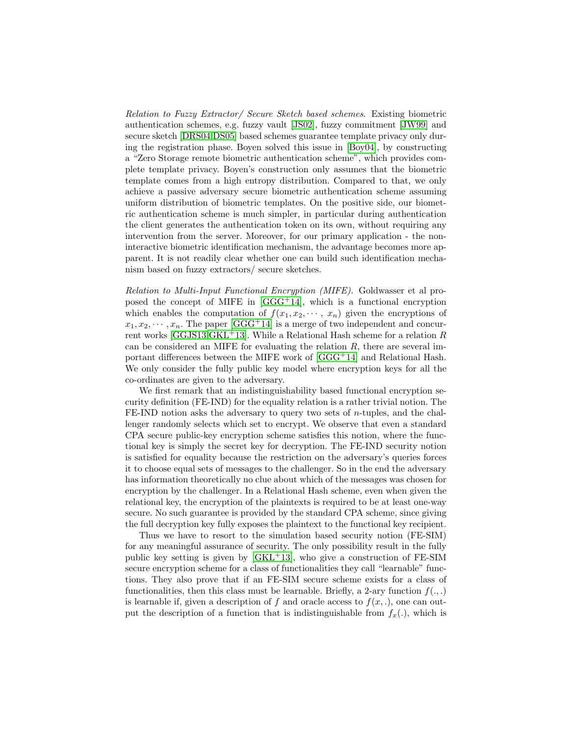*Relation to Fuzzy Extractor/ Secure Sketch based schemes.* Existing biometric authentication schemes, e.g. fuzzy vault [JS02], fuzzy commitment [JW99] and secure sketch [DRS04,DS05] based schemes guarantee template privacy only during the registration phase. Boyen solved this issue in [Boy04], by constructing a "Zero Storage remote biometric authentication scheme", which provides complete template privacy. Boyen's construction only assumes that the biometric template comes from a high entropy distribution. Compared to that, we only achieve a passive adversary secure biometric authentication scheme assuming uniform distribution of biometric templates. On the positive side, our biometric authentication scheme is much simpler, in particular during authentication the client generates the authentication token on its own, without requiring any intervention from the server. Moreover, for our primary application - the non-interactive biometric identification mechanism, the advantage becomes more apparent. It is not readily clear whether one can build such identification mechanism based on fuzzy extractors/ secure sketches.

*Relation to Multi-Input Functional Encryption (MIFE).* Goldwasser et al proposed the concept of MIFE in [GGG+14], which is a functional encryption which enables the computation of $f(x_1, x_2, \cdots, x_n)$ given the encryptions of $x_1, x_2, \cdots, x_n$. The paper [GGG+14] is a merge of two independent and concurrent works [GGJS13,GKL+13]. While a Relational Hash scheme for a relation $R$ can be considered an MIFE for evaluating the relation $R$, there are several important differences between the MIFE work of [GGG+14] and Relational Hash. We only consider the fully public key model where encryption keys for all the co-ordinates are given to the adversary.

We first remark that an indistinguishability based functional encryption security definition (FE-IND) for the equality relation is a rather trivial notion. The FE-IND notion asks the adversary to query two sets of $n$-tuples, and the challenger randomly selects which set to encrypt. We observe that even a standard CPA secure public-key encryption scheme satisfies this notion, where the functional key is simply the secret key for decryption. The FE-IND security notion is satisfied for equality because the restriction on the adversary's queries forces it to choose equal sets of messages to the challenger. So in the end the adversary has information theoretically no clue about which of the messages was chosen for encryption by the challenger. In a Relational Hash scheme, even when given the relational key, the encryption of the plaintexts is required to be at least one-way secure. No such guarantee is provided by the standard CPA scheme, since giving the full decryption key fully exposes the plaintext to the functional key recipient.

Thus we have to resort to the simulation based security notion (FE-SIM) for any meaningful assurance of security. The only possibility result in the fully public key setting is given by [GKL+13], who give a construction of FE-SIM secure encryption scheme for a class of functionalities they call "learnable" functions. They also prove that if an FE-SIM secure scheme exists for a class of functionalities, then this class must be learnable. Briefly, a 2-ary function $f(.,.)$ is learnable if, given a description of $f$ and oracle access to $f(x,.)$, one can output the description of a function that is indistinguishable from $f_x(.)$, which is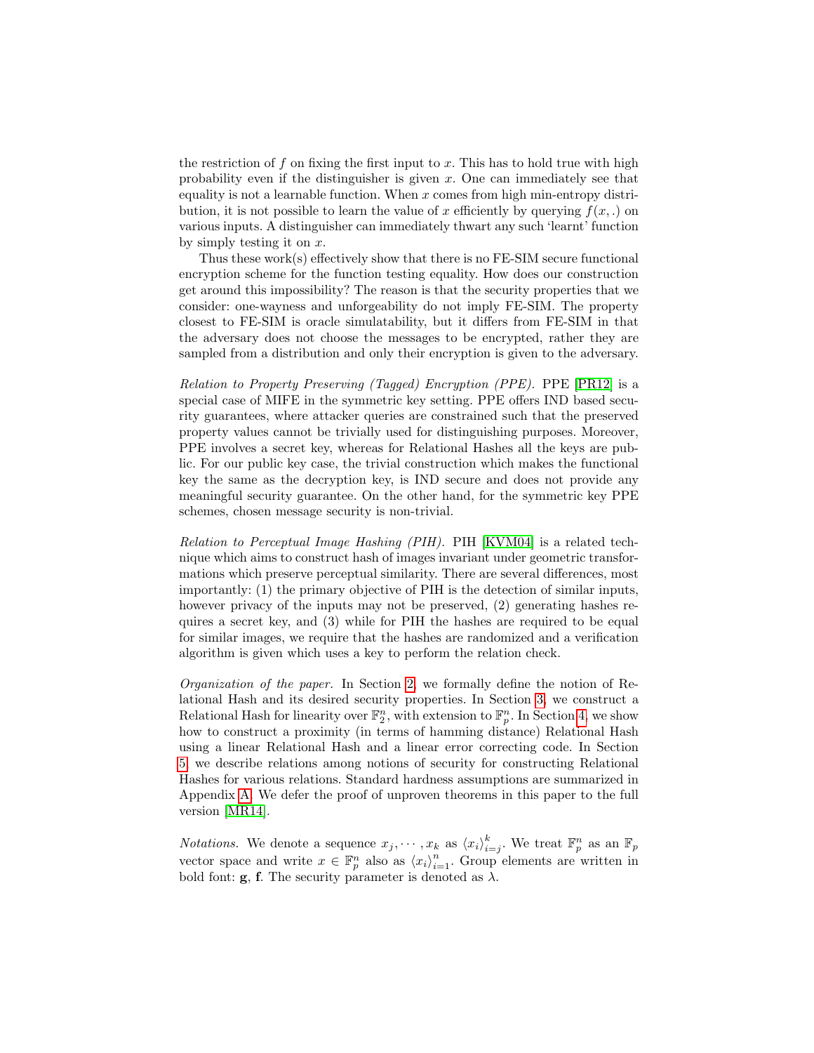the restriction of $f$ on fixing the first input to $x$. This has to hold true with high probability even if the distinguisher is given $x$. One can immediately see that equality is not a learnable function. When $x$ comes from high min-entropy distribution, it is not possible to learn the value of $x$ efficiently by querying $f(x, .)$ on various inputs. A distinguisher can immediately thwart any such 'learnt' function by simply testing it on $x$.

Thus these work(s) effectively show that there is no FE-SIM secure functional encryption scheme for the function testing equality. How does our construction get around this impossibility? The reason is that the security properties that we consider: one-wayness and unforgeability do not imply FE-SIM. The property closest to FE-SIM is oracle simulatability, but it differs from FE-SIM in that the adversary does not choose the messages to be encrypted, rather they are sampled from a distribution and only their encryption is given to the adversary.

*Relation to Property Preserving (Tagged) Encryption (PPE).* PPE [PR12] is a special case of MIFE in the symmetric key setting. PPE offers IND based security guarantees, where attacker queries are constrained such that the preserved property values cannot be trivially used for distinguishing purposes. Moreover, PPE involves a secret key, whereas for Relational Hashes all the keys are public. For our public key case, the trivial construction which makes the functional key the same as the decryption key, is IND secure and does not provide any meaningful security guarantee. On the other hand, for the symmetric key PPE schemes, chosen message security is non-trivial.

*Relation to Perceptual Image Hashing (PIH).* PIH [KVM04] is a related technique which aims to construct hash of images invariant under geometric transformations which preserve perceptual similarity. There are several differences, most importantly: (1) the primary objective of PIH is the detection of similar inputs, however privacy of the inputs may not be preserved, (2) generating hashes requires a secret key, and (3) while for PIH the hashes are required to be equal for similar images, we require that the hashes are randomized and a verification algorithm is given which uses a key to perform the relation check.

*Organization of the paper.* In Section 2, we formally define the notion of Relational Hash and its desired security properties. In Section 3, we construct a Relational Hash for linearity over $\mathbb{F}_2^n$, with extension to $\mathbb{F}_p^n$. In Section 4, we show how to construct a proximity (in terms of hamming distance) Relational Hash using a linear Relational Hash and a linear error correcting code. In Section 5, we describe relations among notions of security for constructing Relational Hashes for various relations. Standard hardness assumptions are summarized in Appendix A. We defer the proof of unproven theorems in this paper to the full version [MR14].

*Notations.* We denote a sequence $x_j, \cdots, x_k$ as $\langle x_i \rangle_{i=j}^{k}$. We treat $\mathbb{F}_p^n$ as an $\mathbb{F}_p$ vector space and write $x \in \mathbb{F}_p^n$ also as $\langle x_i \rangle_{i=1}^{n}$. Group elements are written in bold font: $\mathbf{g}$, $\mathbf{f}$. The security parameter is denoted as $\lambda$.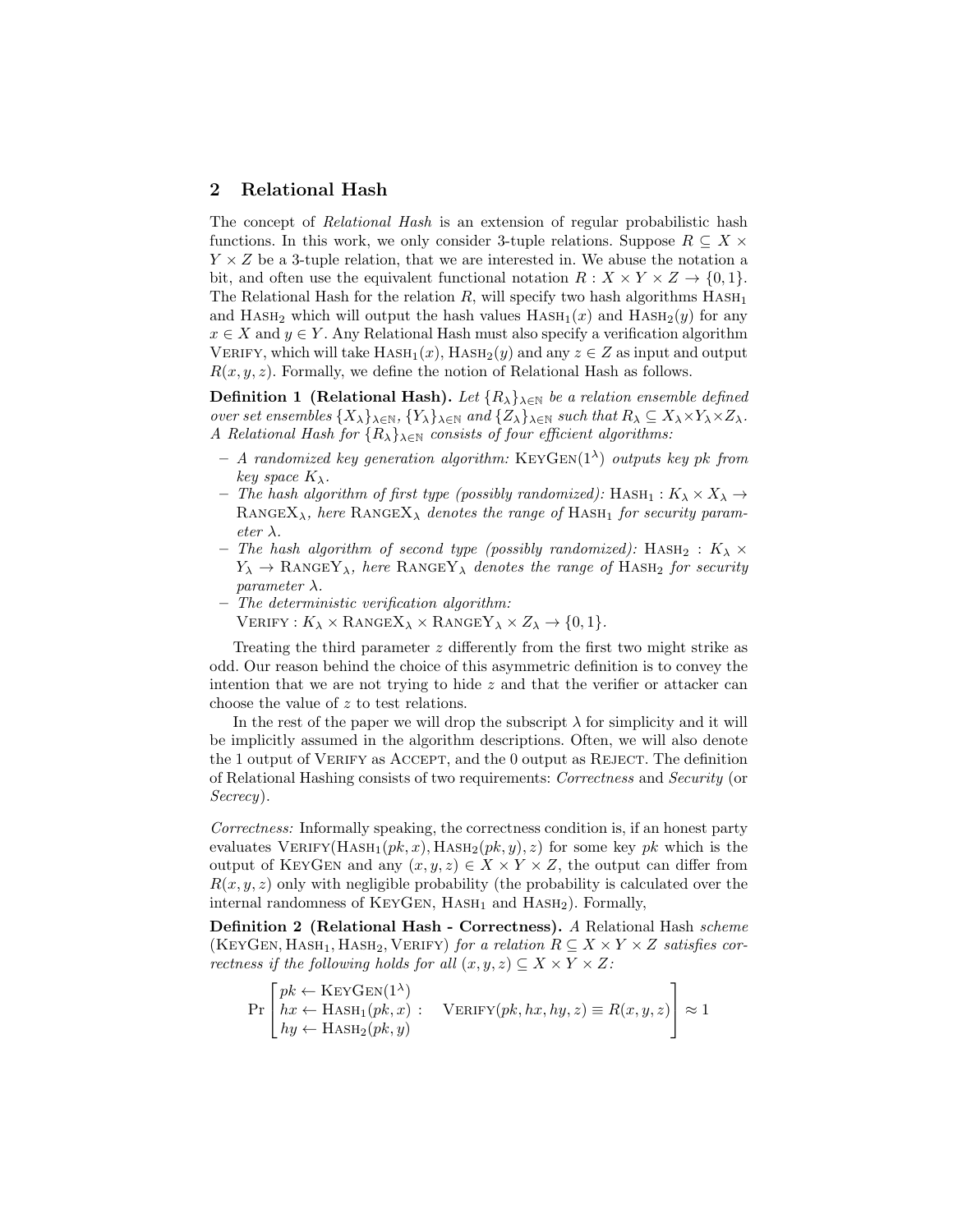## 2 Relational Hash

The concept of *Relational Hash* is an extension of regular probabilistic hash functions. In this work, we only consider 3-tuple relations. Suppose $R \subseteq X \times Y \times Z$ be a 3-tuple relation, that we are interested in. We abuse the notation a bit, and often use the equivalent functional notation $R : X \times Y \times Z \to \{0, 1\}$. The Relational Hash for the relation $R$, will specify two hash algorithms $\textsc{Hash}_1$ and $\textsc{Hash}_2$ which will output the hash values $\textsc{Hash}_1(x)$ and $\textsc{Hash}_2(y)$ for any $x \in X$ and $y \in Y$. Any Relational Hash must also specify a verification algorithm $\textsc{Verify}$, which will take $\textsc{Hash}_1(x)$, $\textsc{Hash}_2(y)$ and any $z \in Z$ as input and output $R(x, y, z)$. Formally, we define the notion of Relational Hash as follows.

**Definition 1 (Relational Hash).** *Let $\{R_\lambda\}_{\lambda \in \mathbb{N}}$ be a relation ensemble defined over set ensembles $\{X_\lambda\}_{\lambda \in \mathbb{N}}$, $\{Y_\lambda\}_{\lambda \in \mathbb{N}}$ and $\{Z_\lambda\}_{\lambda \in \mathbb{N}}$ such that $R_\lambda \subseteq X_\lambda \times Y_\lambda \times Z_\lambda$. A Relational Hash for $\{R_\lambda\}_{\lambda \in \mathbb{N}}$ consists of four efficient algorithms:*

- *A randomized key generation algorithm:* $\textsc{KeyGen}(1^\lambda)$ *outputs key pk from key space $K_\lambda$.*
- *The hash algorithm of first type (possibly randomized):* $\textsc{Hash}_1 : K_\lambda \times X_\lambda \to \textsc{RangeX}_\lambda$*, here* $\textsc{RangeX}_\lambda$ *denotes the range of* $\textsc{Hash}_1$ *for security parameter $\lambda$.*
- *The hash algorithm of second type (possibly randomized):* $\textsc{Hash}_2 : K_\lambda \times Y_\lambda \to \textsc{RangeY}_\lambda$*, here* $\textsc{RangeY}_\lambda$ *denotes the range of* $\textsc{Hash}_2$ *for security parameter $\lambda$.*
- *The deterministic verification algorithm:*
  $\textsc{Verify} : K_\lambda \times \textsc{RangeX}_\lambda \times \textsc{RangeY}_\lambda \times Z_\lambda \to \{0, 1\}$.

Treating the third parameter $z$ differently from the first two might strike as odd. Our reason behind the choice of this asymmetric definition is to convey the intention that we are not trying to hide $z$ and that the verifier or attacker can choose the value of $z$ to test relations.

In the rest of the paper we will drop the subscript $\lambda$ for simplicity and it will be implicitly assumed in the algorithm descriptions. Often, we will also denote the 1 output of $\textsc{Verify}$ as $\textsc{Accept}$, and the 0 output as $\textsc{Reject}$. The definition of Relational Hashing consists of two requirements: *Correctness* and *Security* (or *Secrecy*).

*Correctness:* Informally speaking, the correctness condition is, if an honest party evaluates $\textsc{Verify}(\textsc{Hash}_1(pk, x), \textsc{Hash}_2(pk, y), z)$ for some key $pk$ which is the output of $\textsc{KeyGen}$ and any $(x, y, z) \in X \times Y \times Z$, the output can differ from $R(x, y, z)$ only with negligible probability (the probability is calculated over the internal randomness of $\textsc{KeyGen}$, $\textsc{Hash}_1$ and $\textsc{Hash}_2$). Formally,

**Definition 2 (Relational Hash - Correctness).** *A* Relational Hash *scheme* $(\textsc{KeyGen}, \textsc{Hash}_1, \textsc{Hash}_2, \textsc{Verify})$ *for a relation $R \subseteq X \times Y \times Z$ satisfies correctness if the following holds for all $(x, y, z) \subseteq X \times Y \times Z$:*

$$\Pr\left[\begin{array}{l} pk \leftarrow \textsc{KeyGen}(1^\lambda) \\ hx \leftarrow \textsc{Hash}_1(pk, x) : \quad \textsc{Verify}(pk, hx, hy, z) \equiv R(x, y, z) \\ hy \leftarrow \textsc{Hash}_2(pk, y) \end{array}\right] \approx 1$$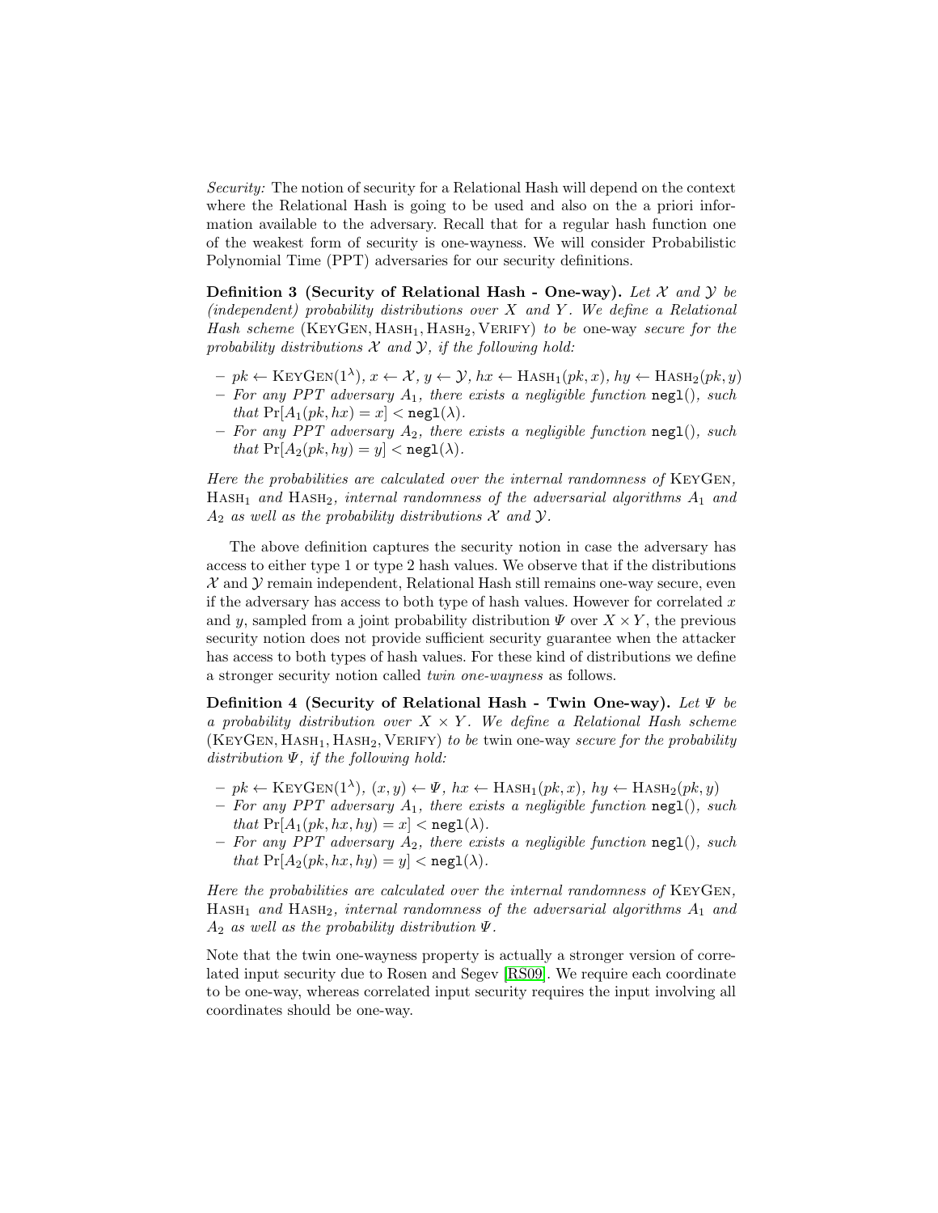*Security:* The notion of security for a Relational Hash will depend on the context where the Relational Hash is going to be used and also on the a priori information available to the adversary. Recall that for a regular hash function one of the weakest form of security is one-wayness. We will consider Probabilistic Polynomial Time (PPT) adversaries for our security definitions.

**Definition 3 (Security of Relational Hash - One-way).** *Let $\mathcal{X}$ and $\mathcal{Y}$ be (independent) probability distributions over $X$ and $Y$. We define a Relational Hash scheme* ($\textsc{KeyGen}, \textsc{Hash}_1, \textsc{Hash}_2, \textsc{Verify}$) *to be* one-way *secure for the probability distributions $\mathcal{X}$ and $\mathcal{Y}$, if the following hold:*

- $pk \leftarrow \textsc{KeyGen}(1^\lambda)$, $x \leftarrow \mathcal{X}$, $y \leftarrow \mathcal{Y}$, $hx \leftarrow \textsc{Hash}_1(pk, x)$, $hy \leftarrow \textsc{Hash}_2(pk, y)$
- *For any PPT adversary $A_1$, there exists a negligible function* $\texttt{negl}()$*, such that* $\Pr[A_1(pk, hx) = x] < \texttt{negl}(\lambda)$.
- *For any PPT adversary $A_2$, there exists a negligible function* $\texttt{negl}()$*, such that* $\Pr[A_2(pk, hy) = y] < \texttt{negl}(\lambda)$.

*Here the probabilities are calculated over the internal randomness of* $\textsc{KeyGen}$, $\textsc{Hash}_1$ *and* $\textsc{Hash}_2$*, internal randomness of the adversarial algorithms $A_1$ and $A_2$ as well as the probability distributions $\mathcal{X}$ and $\mathcal{Y}$.*

The above definition captures the security notion in case the adversary has access to either type 1 or type 2 hash values. We observe that if the distributions $\mathcal{X}$ and $\mathcal{Y}$ remain independent, Relational Hash still remains one-way secure, even if the adversary has access to both type of hash values. However for correlated $x$ and $y$, sampled from a joint probability distribution $\Psi$ over $X \times Y$, the previous security notion does not provide sufficient security guarantee when the attacker has access to both types of hash values. For these kind of distributions we define a stronger security notion called *twin one-wayness* as follows.

**Definition 4 (Security of Relational Hash - Twin One-way).** *Let $\Psi$ be a probability distribution over $X \times Y$. We define a Relational Hash scheme* ($\textsc{KeyGen}, \textsc{Hash}_1, \textsc{Hash}_2, \textsc{Verify}$) *to be* twin one-way *secure for the probability distribution $\Psi$, if the following hold:*

- $pk \leftarrow \textsc{KeyGen}(1^\lambda)$, $(x, y) \leftarrow \Psi$, $hx \leftarrow \textsc{Hash}_1(pk, x)$, $hy \leftarrow \textsc{Hash}_2(pk, y)$
- *For any PPT adversary $A_1$, there exists a negligible function* $\texttt{negl}()$*, such that* $\Pr[A_1(pk, hx, hy) = x] < \texttt{negl}(\lambda)$.
- *For any PPT adversary $A_2$, there exists a negligible function* $\texttt{negl}()$*, such that* $\Pr[A_2(pk, hx, hy) = y] < \texttt{negl}(\lambda)$.

*Here the probabilities are calculated over the internal randomness of* $\textsc{KeyGen}$, $\textsc{Hash}_1$ *and* $\textsc{Hash}_2$*, internal randomness of the adversarial algorithms $A_1$ and $A_2$ as well as the probability distribution $\Psi$.*

Note that the twin one-wayness property is actually a stronger version of correlated input security due to Rosen and Segev [RS09]. We require each coordinate to be one-way, whereas correlated input security requires the input involving all coordinates should be one-way.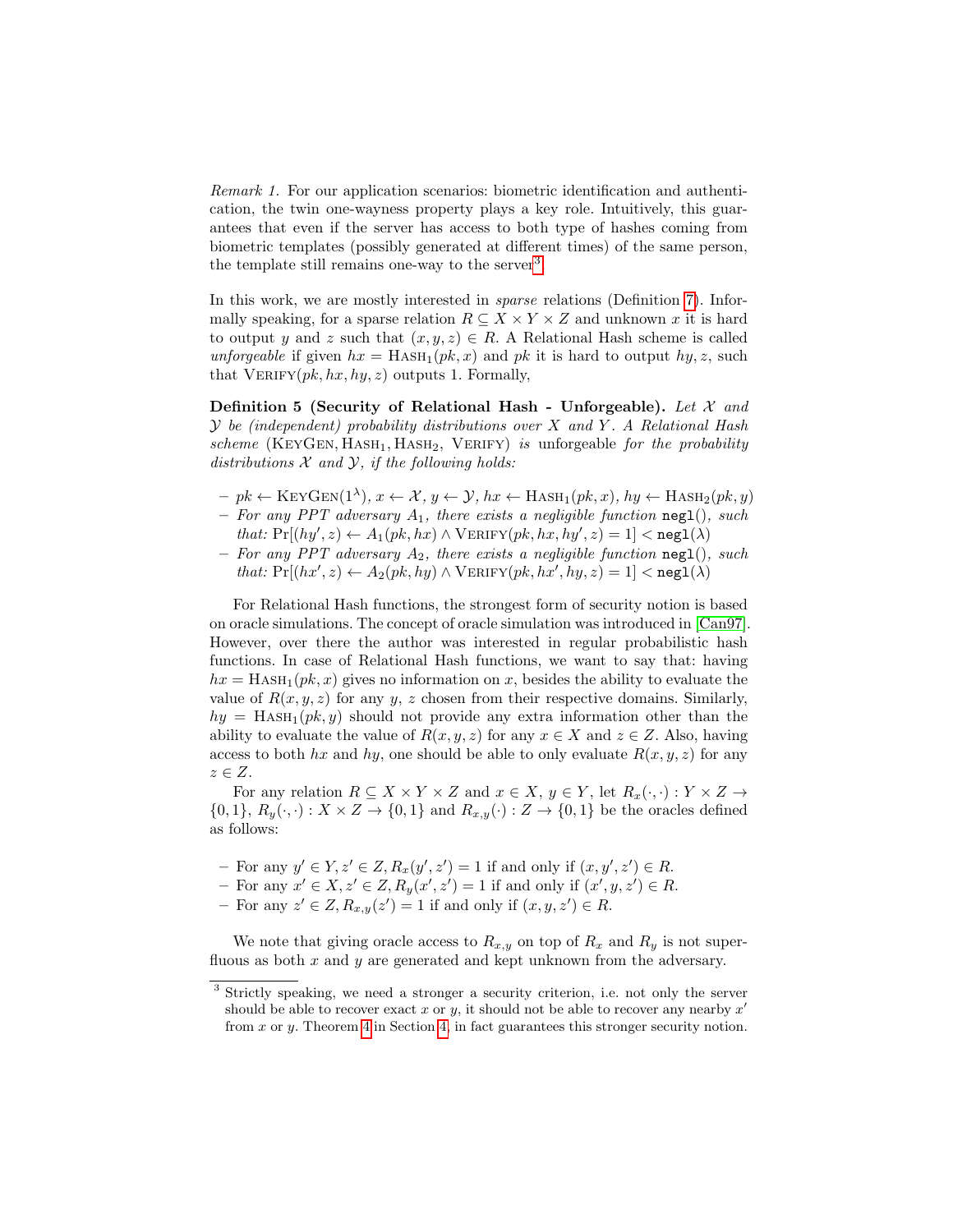*Remark 1.* For our application scenarios: biometric identification and authentication, the twin one-wayness property plays a key role. Intuitively, this guarantees that even if the server has access to both type of hashes coming from biometric templates (possibly generated at different times) of the same person, the template still remains one-way to the server[3].

In this work, we are mostly interested in *sparse* relations (Definition 7). Informally speaking, for a sparse relation $R \subseteq X \times Y \times Z$ and unknown $x$ it is hard to output $y$ and $z$ such that $(x, y, z) \in R$. A Relational Hash scheme is called *unforgeable* if given $hx = \text{Hash}_1(pk, x)$ and $pk$ it is hard to output $hy, z$, such that $\text{Verify}(pk, hx, hy, z)$ outputs 1. Formally,

**Definition 5 (Security of Relational Hash - Unforgeable).** *Let $\mathcal{X}$ and $\mathcal{Y}$ be (independent) probability distributions over $X$ and $Y$. A Relational Hash scheme* $(\text{KeyGen}, \text{Hash}_1, \text{Hash}_2, \text{Verify})$ *is* unforgeable *for the probability distributions $\mathcal{X}$ and $\mathcal{Y}$, if the following holds:*

- $pk \leftarrow \text{KeyGen}(1^\lambda)$, $x \leftarrow \mathcal{X}$, $y \leftarrow \mathcal{Y}$, $hx \leftarrow \text{Hash}_1(pk, x)$, $hy \leftarrow \text{Hash}_2(pk, y)$
- *For any PPT adversary $A_1$, there exists a negligible function* $\texttt{negl}()$*, such that:* $\Pr[(hy', z) \leftarrow A_1(pk, hx) \wedge \text{Verify}(pk, hx, hy', z) = 1] < \texttt{negl}(\lambda)$
- *For any PPT adversary $A_2$, there exists a negligible function* $\texttt{negl}()$*, such that:* $\Pr[(hx', z) \leftarrow A_2(pk, hy) \wedge \text{Verify}(pk, hx', hy, z) = 1] < \texttt{negl}(\lambda)$

For Relational Hash functions, the strongest form of security notion is based on oracle simulations. The concept of oracle simulation was introduced in [Can97]. However, over there the author was interested in regular probabilistic hash functions. In case of Relational Hash functions, we want to say that: having $hx = \text{Hash}_1(pk, x)$ gives no information on $x$, besides the ability to evaluate the value of $R(x, y, z)$ for any $y$, $z$ chosen from their respective domains. Similarly, $hy = \text{Hash}_1(pk, y)$ should not provide any extra information other than the ability to evaluate the value of $R(x, y, z)$ for any $x \in X$ and $z \in Z$. Also, having access to both $hx$ and $hy$, one should be able to only evaluate $R(x, y, z)$ for any $z \in Z$.

For any relation $R \subseteq X \times Y \times Z$ and $x \in X$, $y \in Y$, let $R_x(\cdot, \cdot) : Y \times Z \to \{0, 1\}$, $R_y(\cdot, \cdot) : X \times Z \to \{0, 1\}$ and $R_{x,y}(\cdot) : Z \to \{0, 1\}$ be the oracles defined as follows:

- For any $y' \in Y, z' \in Z, R_x(y', z') = 1$ if and only if $(x, y', z') \in R$.
- For any $x' \in X, z' \in Z, R_y(x', z') = 1$ if and only if $(x', y, z') \in R$.
- For any $z' \in Z, R_{x,y}(z') = 1$ if and only if $(x, y, z') \in R$.

We note that giving oracle access to $R_{x,y}$ on top of $R_x$ and $R_y$ is not superfluous as both $x$ and $y$ are generated and kept unknown from the adversary.

[3] Strictly speaking, we need a stronger a security criterion, i.e. not only the server should be able to recover exact $x$ or $y$, it should not be able to recover any nearby $x'$ from $x$ or $y$. Theorem 4 in Section 4, in fact guarantees this stronger security notion.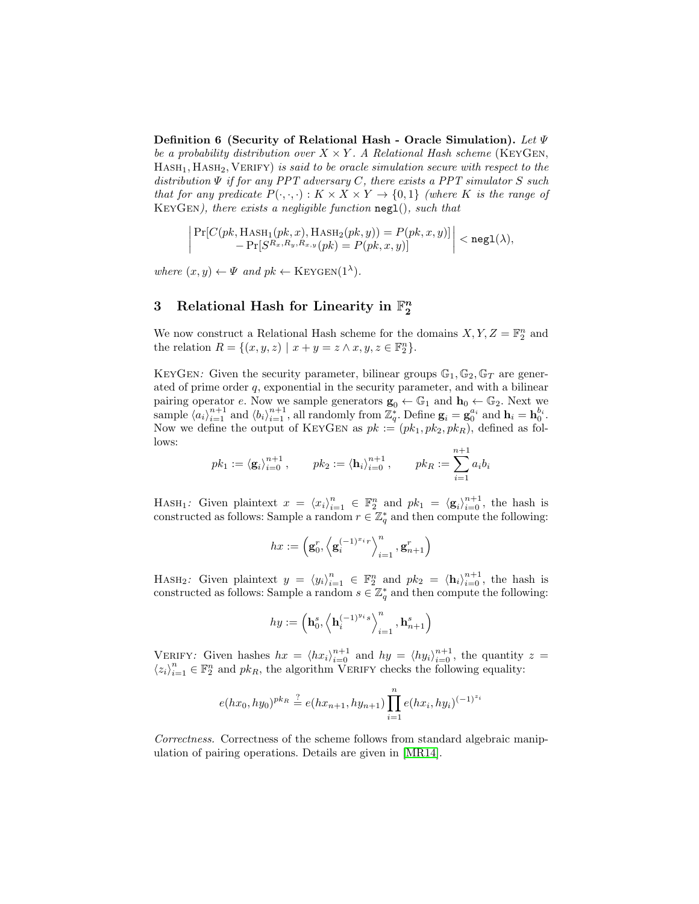**Definition 6 (Security of Relational Hash - Oracle Simulation).** *Let $\Psi$ be a probability distribution over $X \times Y$. A Relational Hash scheme* (KeyGen, $\text{Hash}_1, \text{Hash}_2$, Verify) *is said to be oracle simulation secure with respect to the distribution $\Psi$ if for any PPT adversary $C$, there exists a PPT simulator $S$ such that for any predicate $P(\cdot,\cdot,\cdot) : K \times X \times Y \to \{0,1\}$ (where $K$ is the range of* KeyGen*), there exists a negligible function* $\texttt{negl}()$*, such that*

$$\left| \begin{array}{c} \Pr[C(pk, \text{Hash}_1(pk, x), \text{Hash}_2(pk, y)) = P(pk, x, y)] \\ - \Pr[S^{R_x, R_y, R_{x,y}}(pk) = P(pk, x, y)] \end{array} \right| < \texttt{negl}(\lambda),$$

*where $(x, y) \leftarrow \Psi$ and $pk \leftarrow \text{Keygen}(1^\lambda)$.*

## 3 Relational Hash for Linearity in $\mathbb{F}_2^n$

We now construct a Relational Hash scheme for the domains $X, Y, Z = \mathbb{F}_2^n$ and the relation $R = \{(x, y, z) \mid x + y = z \land x, y, z \in \mathbb{F}_2^n\}$.

KeyGen*:* Given the security parameter, bilinear groups $\mathbb{G}_1, \mathbb{G}_2, \mathbb{G}_T$ are generated of prime order $q$, exponential in the security parameter, and with a bilinear pairing operator $e$. Now we sample generators $\mathbf{g}_0 \leftarrow \mathbb{G}_1$ and $\mathbf{h}_0 \leftarrow \mathbb{G}_2$. Next we sample $\langle a_i \rangle_{i=1}^{n+1}$ and $\langle b_i \rangle_{i=1}^{n+1}$, all randomly from $\mathbb{Z}_q^*$. Define $\mathbf{g}_i = \mathbf{g}_0^{a_i}$ and $\mathbf{h}_i = \mathbf{h}_0^{b_i}$. Now we define the output of KeyGen as $pk := (pk_1, pk_2, pk_R)$, defined as follows:

$$pk_1 := \langle \mathbf{g}_i \rangle_{i=0}^{n+1}, \qquad pk_2 := \langle \mathbf{h}_i \rangle_{i=0}^{n+1}, \qquad pk_R := \sum_{i=1}^{n+1} a_i b_i$$

$\text{Hash}_1$*:* Given plaintext $x = \langle x_i \rangle_{i=1}^{n} \in \mathbb{F}_2^n$ and $pk_1 = \langle \mathbf{g}_i \rangle_{i=0}^{n+1}$, the hash is constructed as follows: Sample a random $r \in \mathbb{Z}_q^*$ and then compute the following:

$$hx := \left( \mathbf{g}_0^r, \left\langle \mathbf{g}_i^{(-1)^{x_i} r} \right\rangle_{i=1}^{n}, \mathbf{g}_{n+1}^r \right)$$

$\text{Hash}_2$*:* Given plaintext $y = \langle y_i \rangle_{i=1}^{n} \in \mathbb{F}_2^n$ and $pk_2 = \langle \mathbf{h}_i \rangle_{i=0}^{n+1}$, the hash is constructed as follows: Sample a random $s \in \mathbb{Z}_q^*$ and then compute the following:

$$hy := \left( \mathbf{h}_0^s, \left\langle \mathbf{h}_i^{(-1)^{y_i} s} \right\rangle_{i=1}^{n}, \mathbf{h}_{n+1}^s \right)$$

Verify*:* Given hashes $hx = \langle hx_i \rangle_{i=0}^{n+1}$ and $hy = \langle hy_i \rangle_{i=0}^{n+1}$, the quantity $z = \langle z_i \rangle_{i=1}^{n} \in \mathbb{F}_2^n$ and $pk_R$, the algorithm Verify checks the following equality:

$$e(hx_0, hy_0)^{pk_R} \stackrel{?}{=} e(hx_{n+1}, hy_{n+1}) \prod_{i=1}^{n} e(hx_i, hy_i)^{(-1)^{z_i}}$$

*Correctness.* Correctness of the scheme follows from standard algebraic manipulation of pairing operations. Details are given in [MR14].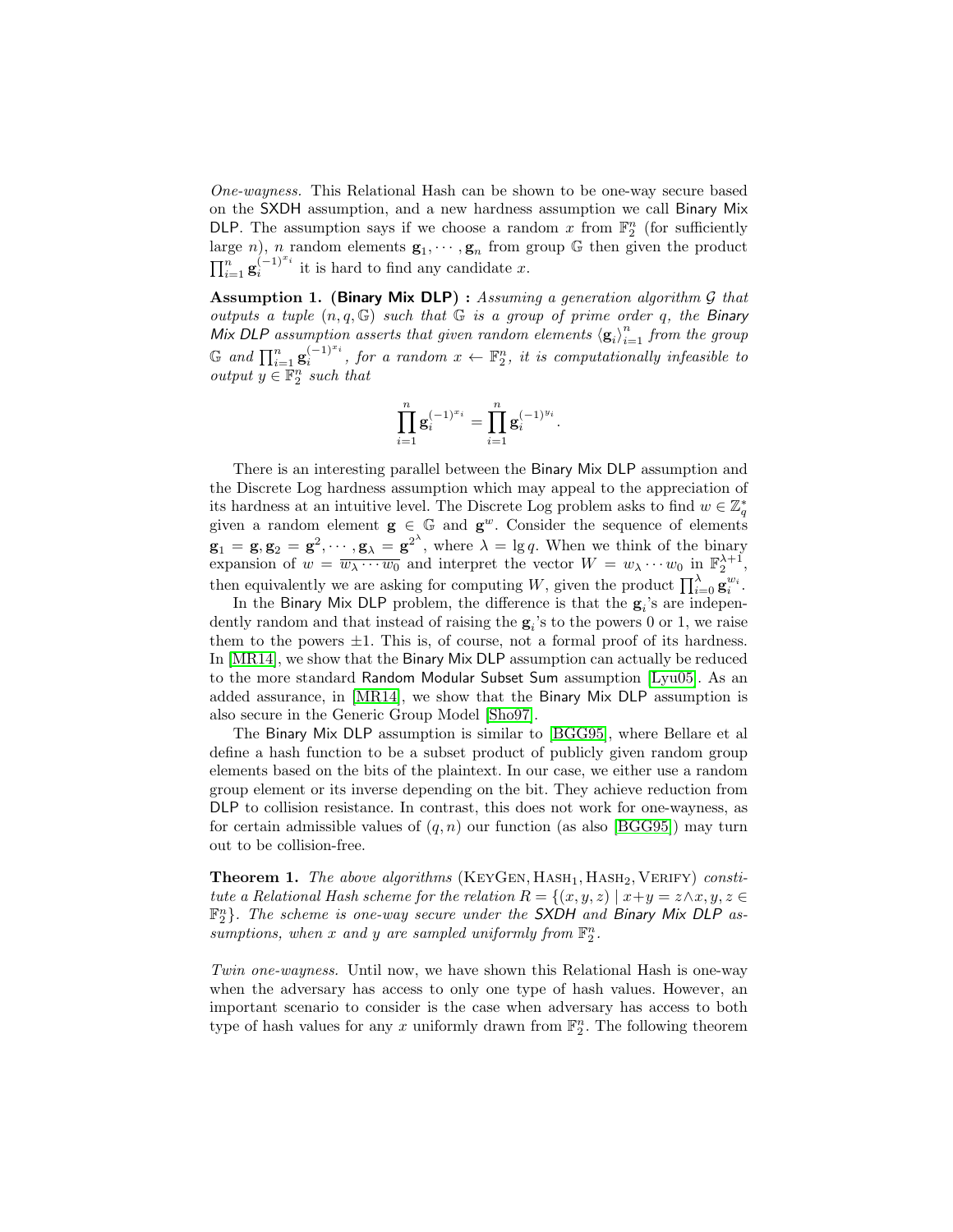*One-wayness.* This Relational Hash can be shown to be one-way secure based on the SXDH assumption, and a new hardness assumption we call Binary Mix DLP. The assumption says if we choose a random $x$ from $\mathbb{F}_2^n$ (for sufficiently large $n$), $n$ random elements $\mathbf{g}_1, \cdots, \mathbf{g}_n$ from group $\mathbb{G}$ then given the product $\prod_{i=1}^{n} \mathbf{g}_i^{(-1)^{x_i}}$ it is hard to find any candidate $x$.

**Assumption 1. (Binary Mix DLP) :** *Assuming a generation algorithm $\mathcal{G}$ that outputs a tuple $(n, q, \mathbb{G})$ such that $\mathbb{G}$ is a group of prime order $q$, the Binary Mix DLP assumption asserts that given random elements $\langle \mathbf{g}_i \rangle_{i=1}^{n}$ from the group $\mathbb{G}$ and $\prod_{i=1}^{n} \mathbf{g}_i^{(-1)^{x_i}}$, for a random $x \leftarrow \mathbb{F}_2^n$, it is computationally infeasible to output $y \in \mathbb{F}_2^n$ such that*

$$\prod_{i=1}^{n} \mathbf{g}_i^{(-1)^{x_i}} = \prod_{i=1}^{n} \mathbf{g}_i^{(-1)^{y_i}}.$$

There is an interesting parallel between the Binary Mix DLP assumption and the Discrete Log hardness assumption which may appeal to the appreciation of its hardness at an intuitive level. The Discrete Log problem asks to find $w \in \mathbb{Z}_q^*$ given a random element $\mathbf{g} \in \mathbb{G}$ and $\mathbf{g}^w$. Consider the sequence of elements $\mathbf{g}_1 = \mathbf{g}, \mathbf{g}_2 = \mathbf{g}^2, \cdots, \mathbf{g}_\lambda = \mathbf{g}^{2^\lambda}$, where $\lambda = \lg q$. When we think of the binary expansion of $w = \overline{w_\lambda \cdots w_0}$ and interpret the vector $W = w_\lambda \cdots w_0$ in $\mathbb{F}_2^{\lambda+1}$, then equivalently we are asking for computing $W$, given the product $\prod_{i=0}^{\lambda} \mathbf{g}_i^{w_i}$.

In the Binary Mix DLP problem, the difference is that the $\mathbf{g}_i$'s are independently random and that instead of raising the $\mathbf{g}_i$'s to the powers 0 or 1, we raise them to the powers $\pm 1$. This is, of course, not a formal proof of its hardness. In [MR14], we show that the Binary Mix DLP assumption can actually be reduced to the more standard Random Modular Subset Sum assumption [Lyu05]. As an added assurance, in [MR14], we show that the Binary Mix DLP assumption is also secure in the Generic Group Model [Sho97].

The Binary Mix DLP assumption is similar to [BGG95], where Bellare et al define a hash function to be a subset product of publicly given random group elements based on the bits of the plaintext. In our case, we either use a random group element or its inverse depending on the bit. They achieve reduction from DLP to collision resistance. In contrast, this does not work for one-wayness, as for certain admissible values of $(q, n)$ our function (as also [BGG95]) may turn out to be collision-free.

**Theorem 1.** *The above algorithms* (KeyGen, Hash$_1$, Hash$_2$, Verify) *constitute a Relational Hash scheme for the relation $R = \{(x, y, z) \mid x + y = z \wedge x, y, z \in \mathbb{F}_2^n\}$. The scheme is one-way secure under the SXDH and Binary Mix DLP assumptions, when $x$ and $y$ are sampled uniformly from $\mathbb{F}_2^n$.*

*Twin one-wayness.* Until now, we have shown this Relational Hash is one-way when the adversary has access to only one type of hash values. However, an important scenario to consider is the case when adversary has access to both type of hash values for any $x$ uniformly drawn from $\mathbb{F}_2^n$. The following theorem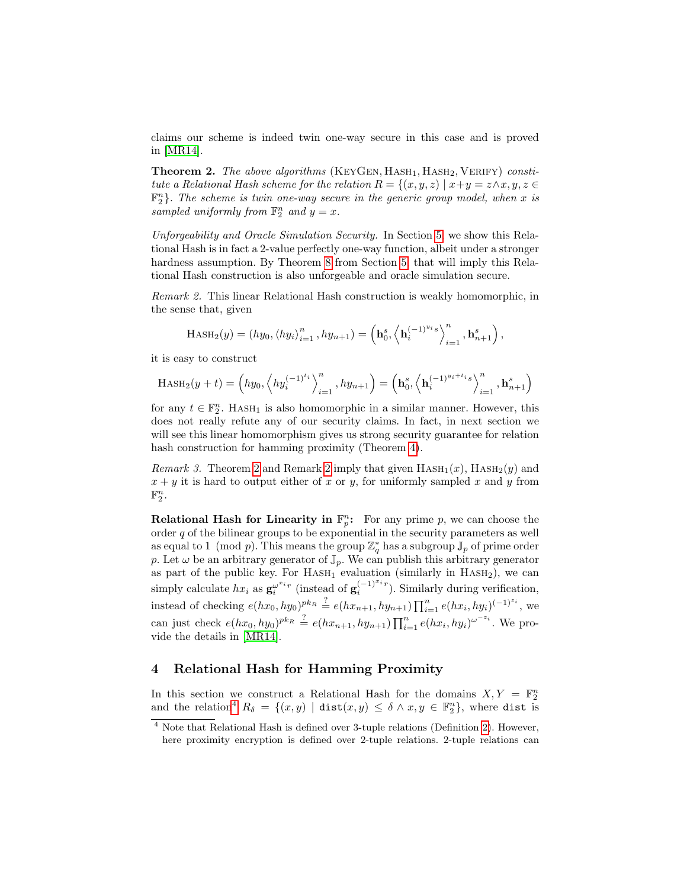claims our scheme is indeed twin one-way secure in this case and is proved in [MR14].

**Theorem 2.** *The above algorithms* (KeyGen, Hash$_1$, Hash$_2$, Verify) *constitute a Relational Hash scheme for the relation $R = \{(x, y, z) \mid x+y = z \wedge x, y, z \in \mathbb{F}_2^n\}$. The scheme is twin one-way secure in the generic group model, when $x$ is sampled uniformly from $\mathbb{F}_2^n$ and $y = x$.*

*Unforgeability and Oracle Simulation Security.* In Section 5, we show this Relational Hash is in fact a 2-value perfectly one-way function, albeit under a stronger hardness assumption. By Theorem 8 from Section 5, that will imply this Relational Hash construction is also unforgeable and oracle simulation secure.

*Remark 2.* This linear Relational Hash construction is weakly homomorphic, in the sense that, given

$$\text{Hash}_2(y) = (hy_0, \langle hy_i \rangle_{i=1}^n, hy_{n+1}) = \left(\mathbf{h}_0^s, \left\langle \mathbf{h}_i^{(-1)^{y_i} s} \right\rangle_{i=1}^n, \mathbf{h}_{n+1}^s\right),$$

it is easy to construct

$$\text{Hash}_2(y+t) = \left(hy_0, \left\langle hy_i^{(-1)^{t_i}} \right\rangle_{i=1}^n, hy_{n+1}\right) = \left(\mathbf{h}_0^s, \left\langle \mathbf{h}_i^{(-1)^{y_i+t_i} s} \right\rangle_{i=1}^n, \mathbf{h}_{n+1}^s\right)$$

for any $t \in \mathbb{F}_2^n$. Hash$_1$ is also homomorphic in a similar manner. However, this does not really refute any of our security claims. In fact, in next section we will see this linear homomorphism gives us strong security guarantee for relation hash construction for hamming proximity (Theorem 4).

*Remark 3.* Theorem 2 and Remark 2 imply that given Hash$_1(x)$, Hash$_2(y)$ and $x + y$ it is hard to output either of $x$ or $y$, for uniformly sampled $x$ and $y$ from $\mathbb{F}_2^n$.

**Relational Hash for Linearity in $\mathbb{F}_p^n$:** For any prime $p$, we can choose the order $q$ of the bilinear groups to be exponential in the security parameters as well as equal to $1 \pmod p$. This means the group $\mathbb{Z}_q^*$ has a subgroup $\mathbb{J}_p$ of prime order $p$. Let $\omega$ be an arbitrary generator of $\mathbb{J}_p$. We can publish this arbitrary generator as part of the public key. For Hash$_1$ evaluation (similarly in Hash$_2$), we can simply calculate $hx_i$ as $\mathbf{g}_i^{\omega^{x_i} r}$ (instead of $\mathbf{g}_i^{(-1)^{x_i} r}$). Similarly during verification, instead of checking $e(hx_0, hy_0)^{pk_R} \stackrel{?}{=} e(hx_{n+1}, hy_{n+1}) \prod_{i=1}^n e(hx_i, hy_i)^{(-1)^{z_i}}$, we can just check $e(hx_0, hy_0)^{pk_R} \stackrel{?}{=} e(hx_{n+1}, hy_{n+1}) \prod_{i=1}^n e(hx_i, hy_i)^{\omega^{-z_i}}$. We provide the details in [MR14].

## 4 Relational Hash for Hamming Proximity

In this section we construct a Relational Hash for the domains $X, Y = \mathbb{F}_2^n$ and the relation[4] $R_\delta = \{(x, y) \mid \texttt{dist}(x, y) \leq \delta \wedge x, y \in \mathbb{F}_2^n\}$, where `dist` is

[4] Note that Relational Hash is defined over 3-tuple relations (Definition 2). However, here proximity encryption is defined over 2-tuple relations. 2-tuple relations can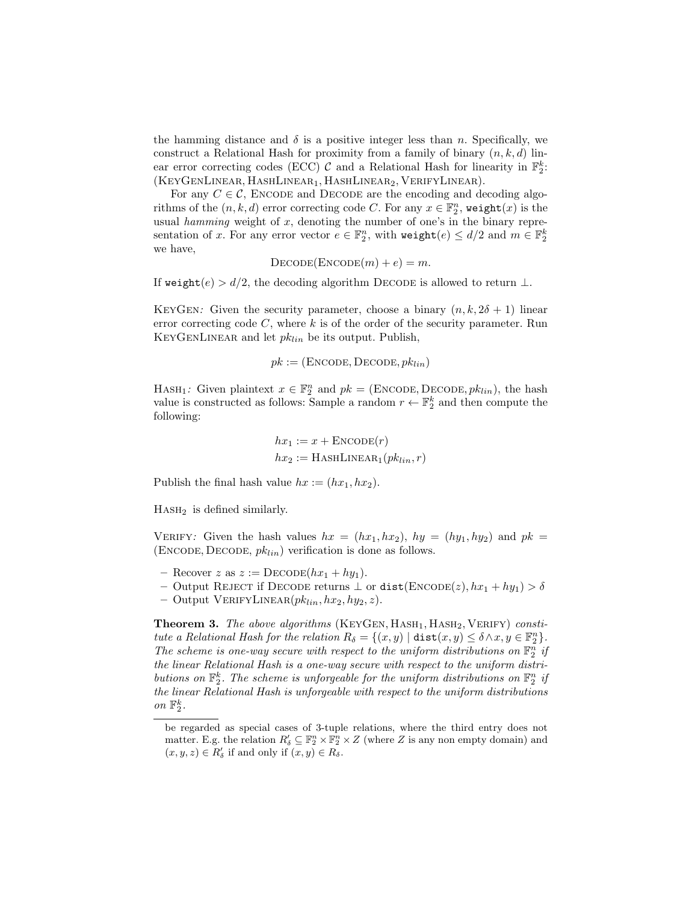the hamming distance and $\delta$ is a positive integer less than $n$. Specifically, we construct a Relational Hash for proximity from a family of binary $(n, k, d)$ linear error correcting codes (ECC) $\mathcal{C}$ and a Relational Hash for linearity in $\mathbb{F}_2^k$: $(\text{KeyGenLinear}, \text{HashLinear}_1, \text{HashLinear}_2, \text{VerifyLinear})$.

For any $C \in \mathcal{C}$, Encode and Decode are the encoding and decoding algorithms of the $(n, k, d)$ error correcting code $C$. For any $x \in \mathbb{F}_2^n$, $\texttt{weight}(x)$ is the usual *hamming* weight of $x$, denoting the number of one's in the binary representation of $x$. For any error vector $e \in \mathbb{F}_2^n$, with $\texttt{weight}(e) \leq d/2$ and $m \in \mathbb{F}_2^k$ we have,

$$\text{Decode}(\text{Encode}(m) + e) = m.$$

If $\texttt{weight}(e) > d/2$, the decoding algorithm Decode is allowed to return $\perp$.

KeyGen*:* Given the security parameter, choose a binary $(n, k, 2\delta + 1)$ linear error correcting code $C$, where $k$ is of the order of the security parameter. Run KeyGenLinear and let $pk_{lin}$ be its output. Publish,

$$pk := (\text{Encode}, \text{Decode}, pk_{lin})$$

$\text{Hash}_1$*:* Given plaintext $x \in \mathbb{F}_2^n$ and $pk = (\text{Encode}, \text{Decode}, pk_{lin})$, the hash value is constructed as follows: Sample a random $r \leftarrow \mathbb{F}_2^k$ and then compute the following:

$$hx_1 := x + \text{Encode}(r)$$
$$hx_2 := \text{HashLinear}_1(pk_{lin}, r)$$

Publish the final hash value $hx := (hx_1, hx_2)$.

$\text{Hash}_2$ is defined similarly.

Verify*:* Given the hash values $hx = (hx_1, hx_2)$, $hy = (hy_1, hy_2)$ and $pk = (\text{Encode}, \text{Decode}, pk_{lin})$ verification is done as follows.

- Recover $z$ as $z := \text{Decode}(hx_1 + hy_1)$.
- Output Reject if Decode returns $\perp$ or $\texttt{dist}(\text{Encode}(z), hx_1 + hy_1) > \delta$
- Output $\text{VerifyLinear}(pk_{lin}, hx_2, hy_2, z)$.

**Theorem 3.** *The above algorithms* $(\text{KeyGen}, \text{Hash}_1, \text{Hash}_2, \text{Verify})$ *constitute a Relational Hash for the relation* $R_\delta = \{(x, y) \mid \texttt{dist}(x, y) \leq \delta \wedge x, y \in \mathbb{F}_2^n\}$. *The scheme is one-way secure with respect to the uniform distributions on* $\mathbb{F}_2^n$ *if the linear Relational Hash is a one-way secure with respect to the uniform distributions on* $\mathbb{F}_2^k$. *The scheme is unforgeable for the uniform distributions on* $\mathbb{F}_2^n$ *if the linear Relational Hash is unforgeable with respect to the uniform distributions on* $\mathbb{F}_2^k$.

---

be regarded as special cases of 3-tuple relations, where the third entry does not matter. E.g. the relation $R'_\delta \subseteq \mathbb{F}_2^n \times \mathbb{F}_2^n \times Z$ (where $Z$ is any non empty domain) and $(x, y, z) \in R'_\delta$ if and only if $(x, y) \in R_\delta$.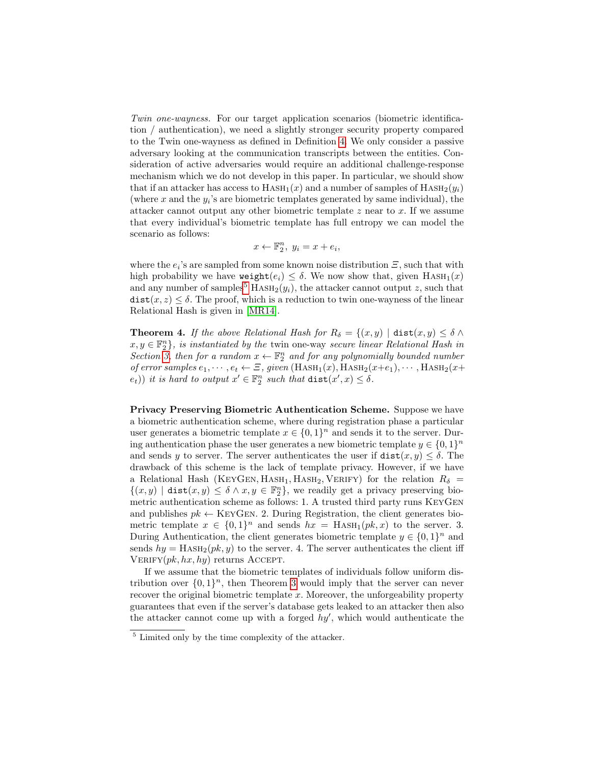*Twin one-wayness.* For our target application scenarios (biometric identification / authentication), we need a slightly stronger security property compared to the Twin one-wayness as defined in Definition 4. We only consider a passive adversary looking at the communication transcripts between the entities. Consideration of active adversaries would require an additional challenge-response mechanism which we do not develop in this paper. In particular, we should show that if an attacker has access to $\textsc{Hash}_1(x)$ and a number of samples of $\textsc{Hash}_2(y_i)$ (where $x$ and the $y_i$'s are biometric templates generated by same individual), the attacker cannot output any other biometric template $z$ near to $x$. If we assume that every individual's biometric template has full entropy we can model the scenario as follows:

$$x \leftarrow \mathbb{F}_2^n,\ y_i = x + e_i,$$

where the $e_i$'s are sampled from some known noise distribution $\Xi$, such that with high probability we have $\mathtt{weight}(e_i) \leq \delta$. We now show that, given $\textsc{Hash}_1(x)$ and any number of samples[5] $\textsc{Hash}_2(y_i)$, the attacker cannot output $z$, such that $\mathtt{dist}(x, z) \leq \delta$. The proof, which is a reduction to twin one-wayness of the linear Relational Hash is given in [MR14].

**Theorem 4.** *If the above Relational Hash for $R_\delta = \{(x, y) \mid \mathtt{dist}(x, y) \leq \delta \wedge x, y \in \mathbb{F}_2^n\}$, is instantiated by the* twin one-way *secure linear Relational Hash in Section 3, then for a random $x \leftarrow \mathbb{F}_2^n$ and for any polynomially bounded number of error samples $e_1, \cdots, e_t \leftarrow \Xi$, given $(\textsc{Hash}_1(x), \textsc{Hash}_2(x+e_1), \cdots, \textsc{Hash}_2(x+e_t))$ it is hard to output $x' \in \mathbb{F}_2^n$ such that $\mathtt{dist}(x', x) \leq \delta$.*

**Privacy Preserving Biometric Authentication Scheme.** Suppose we have a biometric authentication scheme, where during registration phase a particular user generates a biometric template $x \in \{0,1\}^n$ and sends it to the server. During authentication phase the user generates a new biometric template $y \in \{0,1\}^n$ and sends $y$ to server. The server authenticates the user if $\mathtt{dist}(x, y) \leq \delta$. The drawback of this scheme is the lack of template privacy. However, if we have a Relational Hash $(\textsc{KeyGen}, \textsc{Hash}_1, \textsc{Hash}_2, \textsc{Verify})$ for the relation $R_\delta = \{(x, y) \mid \mathtt{dist}(x, y) \leq \delta \wedge x, y \in \mathbb{F}_2^n\}$, we readily get a privacy preserving biometric authentication scheme as follows: 1. A trusted third party runs $\textsc{KeyGen}$ and publishes $pk \leftarrow \textsc{KeyGen}$. 2. During Registration, the client generates biometric template $x \in \{0,1\}^n$ and sends $hx = \textsc{Hash}_1(pk, x)$ to the server. 3. During Authentication, the client generates biometric template $y \in \{0,1\}^n$ and sends $hy = \textsc{Hash}_2(pk, y)$ to the server. 4. The server authenticates the client iff $\textsc{Verify}(pk, hx, hy)$ returns $\textsc{Accept}$.

If we assume that the biometric templates of individuals follow uniform distribution over $\{0,1\}^n$, then Theorem 3 would imply that the server can never recover the original biometric template $x$. Moreover, the unforgeability property guarantees that even if the server's database gets leaked to an attacker then also the attacker cannot come up with a forged $hy'$, which would authenticate the

[5] Limited only by the time complexity of the attacker.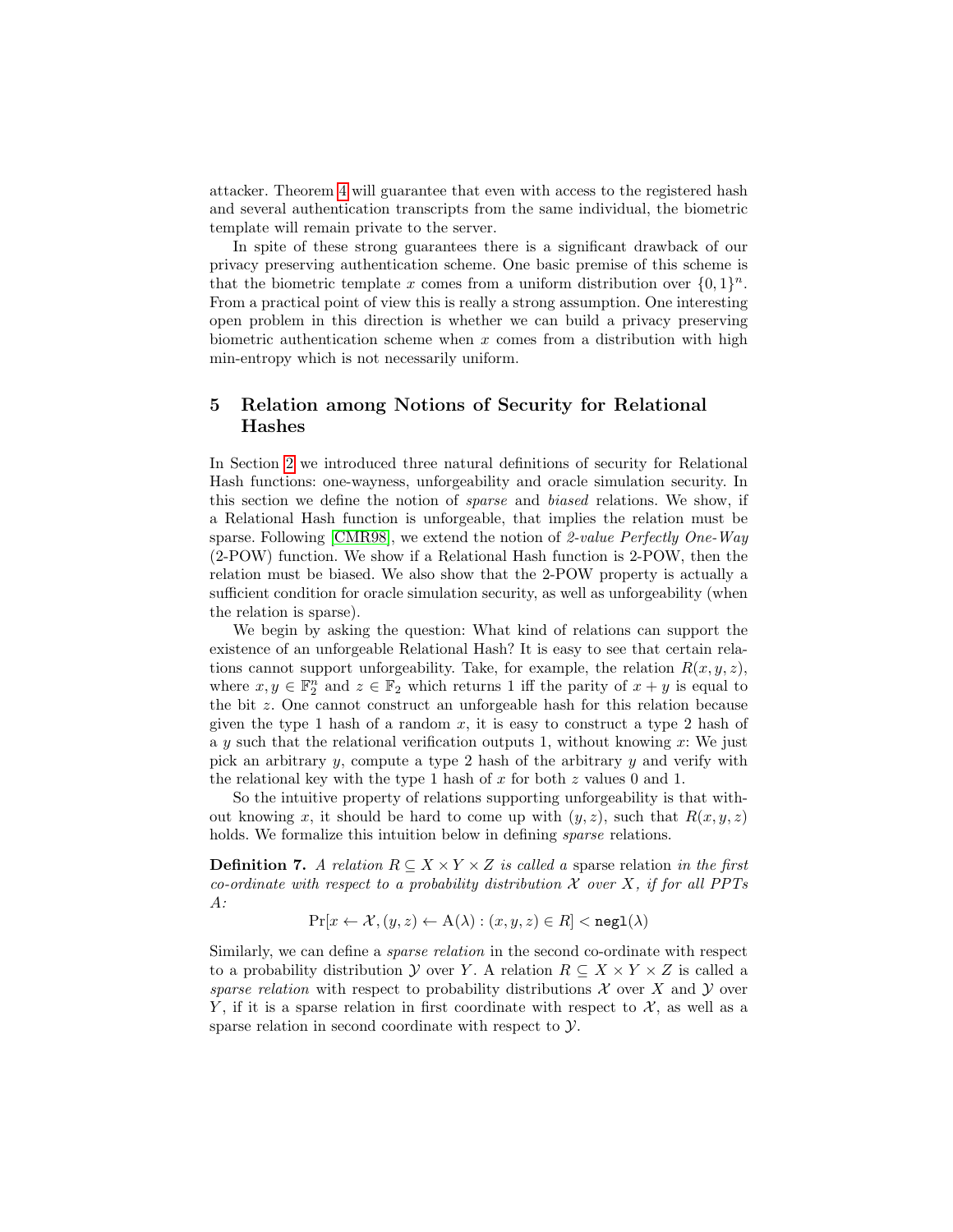attacker. Theorem 4 will guarantee that even with access to the registered hash and several authentication transcripts from the same individual, the biometric template will remain private to the server.

In spite of these strong guarantees there is a significant drawback of our privacy preserving authentication scheme. One basic premise of this scheme is that the biometric template $x$ comes from a uniform distribution over $\{0,1\}^n$. From a practical point of view this is really a strong assumption. One interesting open problem in this direction is whether we can build a privacy preserving biometric authentication scheme when $x$ comes from a distribution with high min-entropy which is not necessarily uniform.

## 5 Relation among Notions of Security for Relational Hashes

In Section 2 we introduced three natural definitions of security for Relational Hash functions: one-wayness, unforgeability and oracle simulation security. In this section we define the notion of *sparse* and *biased* relations. We show, if a Relational Hash function is unforgeable, that implies the relation must be sparse. Following [CMR98], we extend the notion of *2-value Perfectly One-Way* (2-POW) function. We show if a Relational Hash function is 2-POW, then the relation must be biased. We also show that the 2-POW property is actually a sufficient condition for oracle simulation security, as well as unforgeability (when the relation is sparse).

We begin by asking the question: What kind of relations can support the existence of an unforgeable Relational Hash? It is easy to see that certain relations cannot support unforgeability. Take, for example, the relation $R(x, y, z)$, where $x, y \in \mathbb{F}_2^n$ and $z \in \mathbb{F}_2$ which returns 1 iff the parity of $x + y$ is equal to the bit $z$. One cannot construct an unforgeable hash for this relation because given the type 1 hash of a random $x$, it is easy to construct a type 2 hash of a $y$ such that the relational verification outputs 1, without knowing $x$: We just pick an arbitrary $y$, compute a type 2 hash of the arbitrary $y$ and verify with the relational key with the type 1 hash of $x$ for both $z$ values 0 and 1.

So the intuitive property of relations supporting unforgeability is that without knowing $x$, it should be hard to come up with $(y, z)$, such that $R(x, y, z)$ holds. We formalize this intuition below in defining *sparse* relations.

**Definition 7.** *A relation $R \subseteq X \times Y \times Z$ is called a* sparse relation *in the first co-ordinate with respect to a probability distribution $\mathcal{X}$ over $X$, if for all PPTs $A$:*

$$\Pr[x \leftarrow \mathcal{X}, (y, z) \leftarrow \mathrm{A}(\lambda) : (x, y, z) \in R] < \mathtt{negl}(\lambda)$$

Similarly, we can define a *sparse relation* in the second co-ordinate with respect to a probability distribution $\mathcal{Y}$ over $Y$. A relation $R \subseteq X \times Y \times Z$ is called a *sparse relation* with respect to probability distributions $\mathcal{X}$ over $X$ and $\mathcal{Y}$ over $Y$, if it is a sparse relation in first coordinate with respect to $\mathcal{X}$, as well as a sparse relation in second coordinate with respect to $\mathcal{Y}$.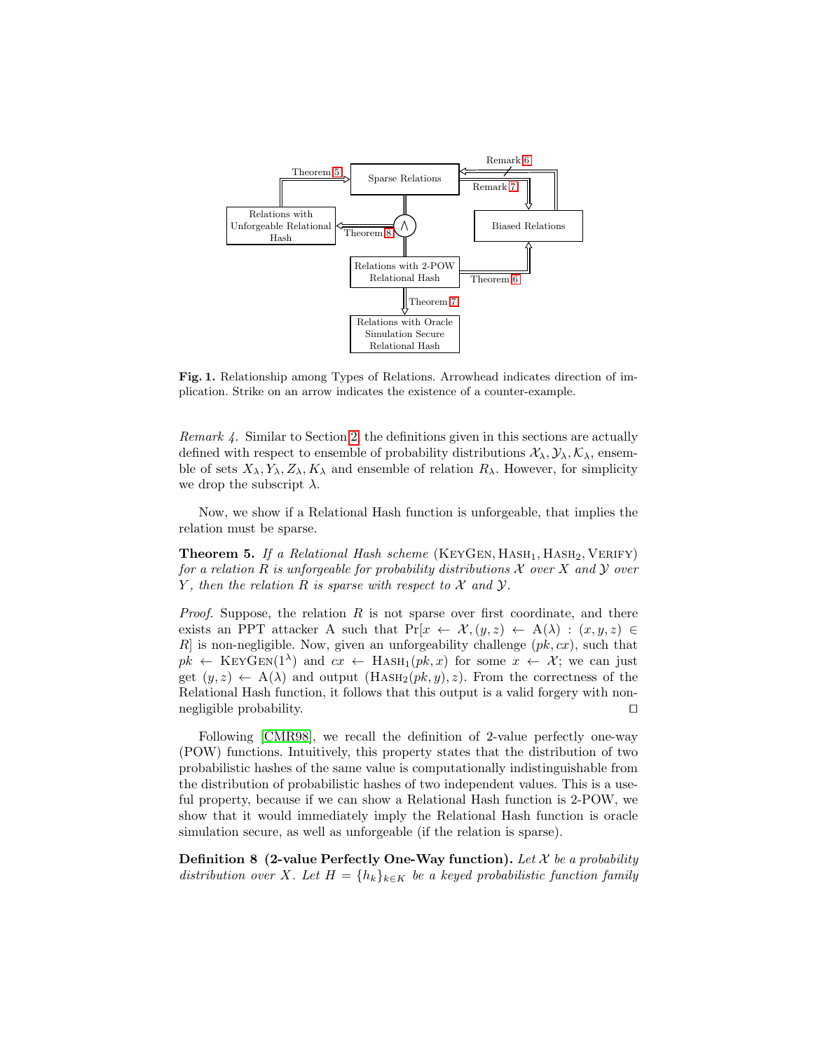Fig. 1. Relationship among Types of Relations. Arrowhead indicates direction of implication. Strike on an arrow indicates the existence of a counter-example.

*Remark 4.* Similar to Section 2, the definitions given in this sections are actually defined with respect to ensemble of probability distributions $\mathcal{X}_\lambda, \mathcal{Y}_\lambda, \mathcal{K}_\lambda$, ensemble of sets $X_\lambda, Y_\lambda, Z_\lambda, K_\lambda$ and ensemble of relation $R_\lambda$. However, for simplicity we drop the subscript $\lambda$.

Now, we show if a Relational Hash function is unforgeable, that implies the relation must be sparse.

**Theorem 5.** *If a Relational Hash scheme* (KeyGen, Hash$_1$, Hash$_2$, Verify) *for a relation $R$ is unforgeable for probability distributions $\mathcal{X}$ over $X$ and $\mathcal{Y}$ over $Y$, then the relation $R$ is sparse with respect to $\mathcal{X}$ and $\mathcal{Y}$.*

*Proof.* Suppose, the relation $R$ is not sparse over first coordinate, and there exists an PPT attacker A such that $\Pr[x \leftarrow \mathcal{X}, (y, z) \leftarrow \mathrm{A}(\lambda) : (x, y, z) \in R]$ is non-negligible. Now, given an unforgeability challenge $(pk, cx)$, such that $pk \leftarrow \textsc{KeyGen}(1^\lambda)$ and $cx \leftarrow \textsc{Hash}_1(pk, x)$ for some $x \leftarrow \mathcal{X}$; we can just get $(y, z) \leftarrow \mathrm{A}(\lambda)$ and output $(\textsc{Hash}_2(pk, y), z)$. From the correctness of the Relational Hash function, it follows that this output is a valid forgery with non-negligible probability. □

Following [CMR98], we recall the definition of 2-value perfectly one-way (POW) functions. Intuitively, this property states that the distribution of two probabilistic hashes of the same value is computationally indistinguishable from the distribution of probabilistic hashes of two independent values. This is a useful property, because if we can show a Relational Hash function is 2-POW, we show that it would immediately imply the Relational Hash function is oracle simulation secure, as well as unforgeable (if the relation is sparse).

**Definition 8 (2-value Perfectly One-Way function).** *Let $\mathcal{X}$ be a probability distribution over $X$. Let $H = \{h_k\}_{k \in K}$ be a keyed probabilistic function family*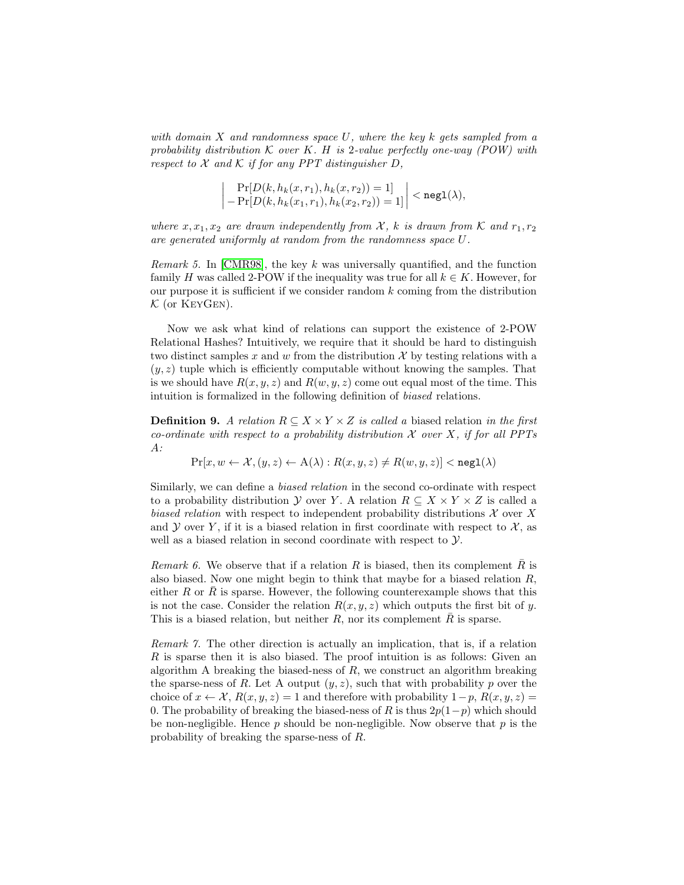*with domain $X$ and randomness space $U$, where the key $k$ gets sampled from a probability distribution $\mathcal{K}$ over $K$. $H$ is 2-value perfectly one-way (POW) with respect to $\mathcal{X}$ and $\mathcal{K}$ if for any PPT distinguisher $D$,*

$$\left| \begin{array}{c} \Pr[D(k, h_k(x, r_1), h_k(x, r_2)) = 1] \\ -\Pr[D(k, h_k(x_1, r_1), h_k(x_2, r_2)) = 1] \end{array} \right| < \mathtt{negl}(\lambda),$$

*where $x, x_1, x_2$ are drawn independently from $\mathcal{X}$, $k$ is drawn from $\mathcal{K}$ and $r_1, r_2$ are generated uniformly at random from the randomness space $U$.*

*Remark 5.* In [CMR98], the key $k$ was universally quantified, and the function family $H$ was called 2-POW if the inequality was true for all $k \in K$. However, for our purpose it is sufficient if we consider random $k$ coming from the distribution $\mathcal{K}$ (or KeyGen).

Now we ask what kind of relations can support the existence of 2-POW Relational Hashes? Intuitively, we require that it should be hard to distinguish two distinct samples $x$ and $w$ from the distribution $\mathcal{X}$ by testing relations with a $(y, z)$ tuple which is efficiently computable without knowing the samples. That is we should have $R(x, y, z)$ and $R(w, y, z)$ come out equal most of the time. This intuition is formalized in the following definition of *biased* relations.

**Definition 9.** *A relation $R \subseteq X \times Y \times Z$ is called a* biased relation *in the first co-ordinate with respect to a probability distribution $\mathcal{X}$ over $X$, if for all PPTs $A$:*

$$\Pr[x, w \leftarrow \mathcal{X}, (y, z) \leftarrow \mathrm{A}(\lambda) : R(x, y, z) \neq R(w, y, z)] < \mathtt{negl}(\lambda)$$

Similarly, we can define a *biased relation* in the second co-ordinate with respect to a probability distribution $\mathcal{Y}$ over $Y$. A relation $R \subseteq X \times Y \times Z$ is called a *biased relation* with respect to independent probability distributions $\mathcal{X}$ over $X$ and $\mathcal{Y}$ over $Y$, if it is a biased relation in first coordinate with respect to $\mathcal{X}$, as well as a biased relation in second coordinate with respect to $\mathcal{Y}$.

*Remark 6.* We observe that if a relation $R$ is biased, then its complement $\bar{R}$ is also biased. Now one might begin to think that maybe for a biased relation $R$, either $R$ or $\bar{R}$ is sparse. However, the following counterexample shows that this is not the case. Consider the relation $R(x, y, z)$ which outputs the first bit of $y$. This is a biased relation, but neither $R$, nor its complement $\bar{R}$ is sparse.

*Remark 7.* The other direction is actually an implication, that is, if a relation $R$ is sparse then it is also biased. The proof intuition is as follows: Given an algorithm A breaking the biased-ness of $R$, we construct an algorithm breaking the sparse-ness of $R$. Let A output $(y, z)$, such that with probability $p$ over the choice of $x \leftarrow \mathcal{X}$, $R(x, y, z) = 1$ and therefore with probability $1-p$, $R(x, y, z) = 0$. The probability of breaking the biased-ness of $R$ is thus $2p(1-p)$ which should be non-negligible. Hence $p$ should be non-negligible. Now observe that $p$ is the probability of breaking the sparse-ness of $R$.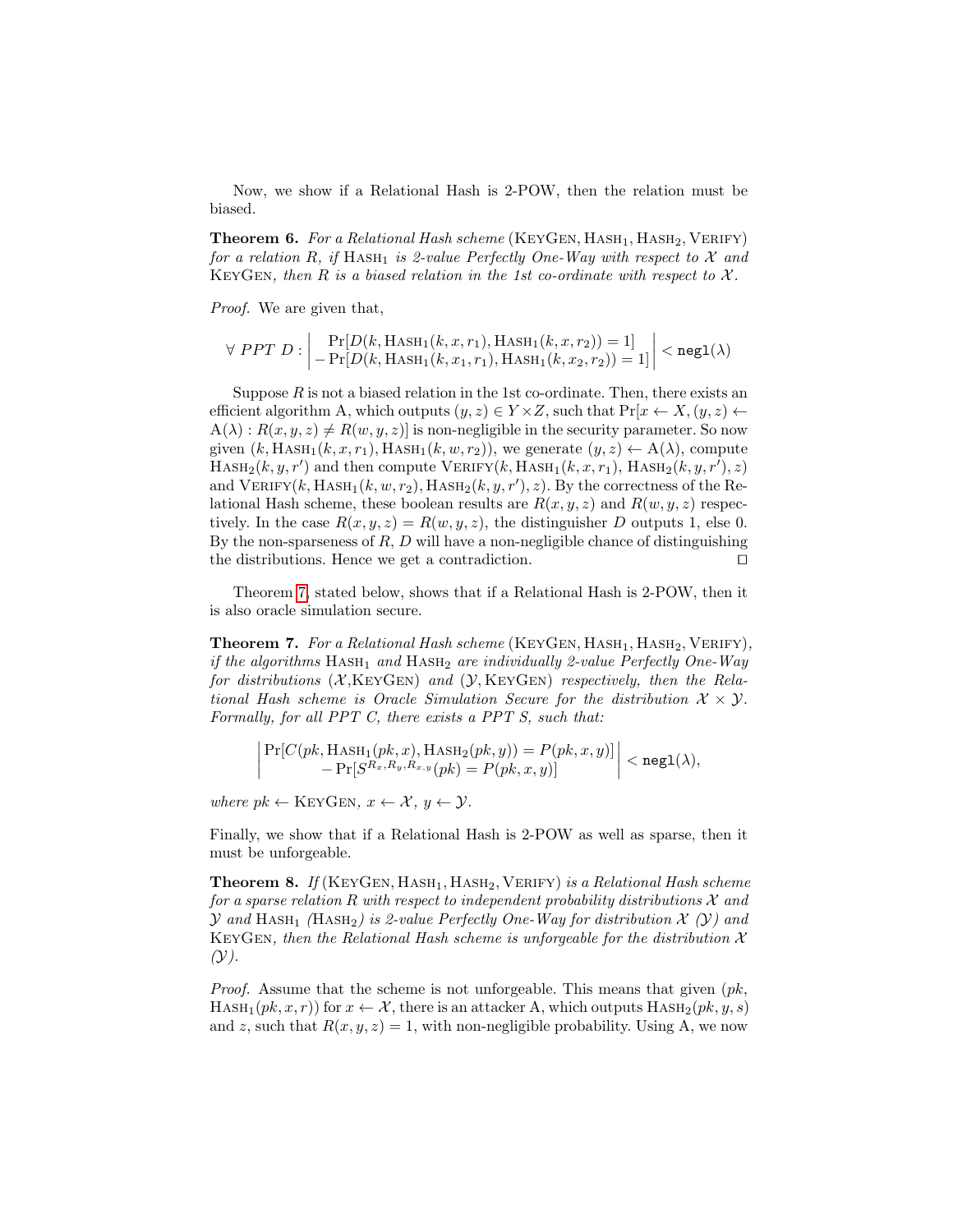Now, we show if a Relational Hash is 2-POW, then the relation must be biased.

**Theorem 6.** *For a Relational Hash scheme* $(\textsc{KeyGen}, \textsc{Hash}_1, \textsc{Hash}_2, \textsc{Verify})$ *for a relation* $R$*, if* $\textsc{Hash}_1$ *is 2-value Perfectly One-Way with respect to* $\mathcal{X}$ *and* $\textsc{KeyGen}$*, then* $R$ *is a biased relation in the 1st co-ordinate with respect to* $\mathcal{X}$*.*

*Proof.* We are given that,

$$\forall \; PPT \; D : \left| \begin{array}{c} \Pr[D(k, \textsc{Hash}_1(k, x, r_1), \textsc{Hash}_1(k, x, r_2)) = 1] \\ - \Pr[D(k, \textsc{Hash}_1(k, x_1, r_1), \textsc{Hash}_1(k, x_2, r_2)) = 1] \end{array} \right| < \texttt{negl}(\lambda)$$

Suppose $R$ is not a biased relation in the 1st co-ordinate. Then, there exists an efficient algorithm A, which outputs $(y, z) \in Y \times Z$, such that $\Pr[x \leftarrow X, (y, z) \leftarrow \mathrm{A}(\lambda) : R(x, y, z) \neq R(w, y, z)]$ is non-negligible in the security parameter. So now given $(k, \textsc{Hash}_1(k, x, r_1), \textsc{Hash}_1(k, w, r_2))$, we generate $(y, z) \leftarrow \mathrm{A}(\lambda)$, compute $\textsc{Hash}_2(k, y, r')$ and then compute $\textsc{Verify}(k, \textsc{Hash}_1(k, x, r_1), \textsc{Hash}_2(k, y, r'), z)$ and $\textsc{Verify}(k, \textsc{Hash}_1(k, w, r_2), \textsc{Hash}_2(k, y, r'), z)$. By the correctness of the Relational Hash scheme, these boolean results are $R(x, y, z)$ and $R(w, y, z)$ respectively. In the case $R(x, y, z) = R(w, y, z)$, the distinguisher $D$ outputs 1, else 0. By the non-sparseness of $R$, $D$ will have a non-negligible chance of distinguishing the distributions. Hence we get a contradiction. $\square$

Theorem 7, stated below, shows that if a Relational Hash is 2-POW, then it is also oracle simulation secure.

**Theorem 7.** *For a Relational Hash scheme* $(\textsc{KeyGen}, \textsc{Hash}_1, \textsc{Hash}_2, \textsc{Verify})$*, if the algorithms* $\textsc{Hash}_1$ *and* $\textsc{Hash}_2$ *are individually 2-value Perfectly One-Way for distributions* $(\mathcal{X}, \textsc{KeyGen})$ *and* $(\mathcal{Y}, \textsc{KeyGen})$ *respectively, then the Relational Hash scheme is Oracle Simulation Secure for the distribution* $\mathcal{X} \times \mathcal{Y}$*. Formally, for all PPT* $C$*, there exists a PPT* $S$*, such that:*

$$\left| \begin{array}{c} \Pr[C(pk, \textsc{Hash}_1(pk, x), \textsc{Hash}_2(pk, y)) = P(pk, x, y)] \\ - \Pr[S^{R_x, R_y, R_{x,y}}(pk) = P(pk, x, y)] \end{array} \right| < \texttt{negl}(\lambda),$$

*where* $pk \leftarrow \textsc{KeyGen}$*,* $x \leftarrow \mathcal{X}$*,* $y \leftarrow \mathcal{Y}$*.*

Finally, we show that if a Relational Hash is 2-POW as well as sparse, then it must be unforgeable.

**Theorem 8.** *If* $(\textsc{KeyGen}, \textsc{Hash}_1, \textsc{Hash}_2, \textsc{Verify})$ *is a Relational Hash scheme for a sparse relation* $R$ *with respect to independent probability distributions* $\mathcal{X}$ *and* $\mathcal{Y}$ *and* $\textsc{Hash}_1$ *(*$\textsc{Hash}_2$*) is 2-value Perfectly One-Way for distribution* $\mathcal{X}$ *(*$\mathcal{Y}$*) and* $\textsc{KeyGen}$*, then the Relational Hash scheme is unforgeable for the distribution* $\mathcal{X}$ *(*$\mathcal{Y}$*).*

*Proof.* Assume that the scheme is not unforgeable. This means that given $(pk, \textsc{Hash}_1(pk, x, r))$ for $x \leftarrow \mathcal{X}$, there is an attacker A, which outputs $\textsc{Hash}_2(pk, y, s)$ and $z$, such that $R(x, y, z) = 1$, with non-negligible probability. Using A, we now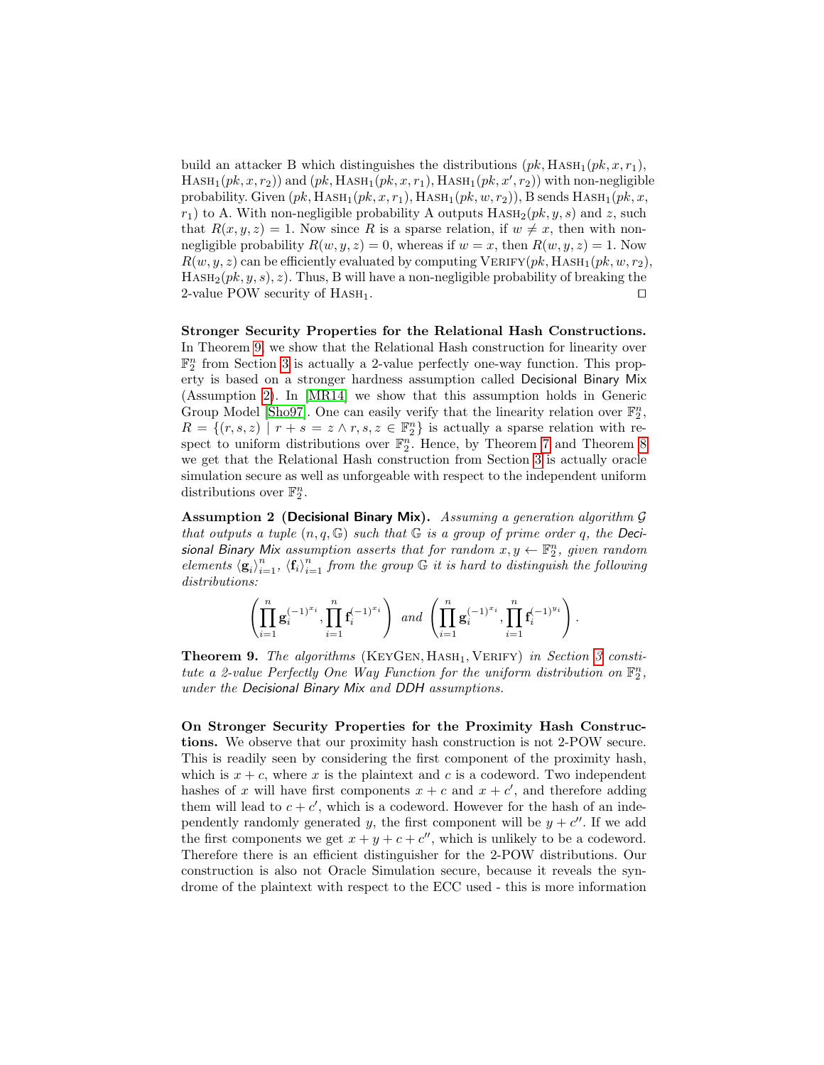build an attacker B which distinguishes the distributions $(pk, \textsc{Hash}_1(pk, x, r_1), \textsc{Hash}_1(pk, x, r_2))$ and $(pk, \textsc{Hash}_1(pk, x, r_1), \textsc{Hash}_1(pk, x', r_2))$ with non-negligible probability. Given $(pk, \textsc{Hash}_1(pk, x, r_1), \textsc{Hash}_1(pk, w, r_2))$, B sends $\textsc{Hash}_1(pk, x, r_1)$ to A. With non-negligible probability A outputs $\textsc{Hash}_2(pk, y, s)$ and $z$, such that $R(x, y, z) = 1$. Now since $R$ is a sparse relation, if $w \neq x$, then with non-negligible probability $R(w, y, z) = 0$, whereas if $w = x$, then $R(w, y, z) = 1$. Now $R(w, y, z)$ can be efficiently evaluated by computing $\textsc{Verify}(pk, \textsc{Hash}_1(pk, w, r_2), \textsc{Hash}_2(pk, y, s), z)$. Thus, B will have a non-negligible probability of breaking the 2-value POW security of $\textsc{Hash}_1$. □

**Stronger Security Properties for the Relational Hash Constructions.** In Theorem 9, we show that the Relational Hash construction for linearity over $\mathbb{F}_2^n$ from Section 3 is actually a 2-value perfectly one-way function. This property is based on a stronger hardness assumption called Decisional Binary Mix (Assumption 2). In [MR14] we show that this assumption holds in Generic Group Model [Sho97]. One can easily verify that the linearity relation over $\mathbb{F}_2^n$, $R = \{(r, s, z) \mid r + s = z \wedge r, s, z \in \mathbb{F}_2^n\}$ is actually a sparse relation with respect to uniform distributions over $\mathbb{F}_2^n$. Hence, by Theorem 7 and Theorem 8 we get that the Relational Hash construction from Section 3 is actually oracle simulation secure as well as unforgeable with respect to the independent uniform distributions over $\mathbb{F}_2^n$.

**Assumption 2 (Decisional Binary Mix).** *Assuming a generation algorithm $\mathcal{G}$ that outputs a tuple $(n, q, \mathbb{G})$ such that $\mathbb{G}$ is a group of prime order $q$, the Decisional Binary Mix assumption asserts that for random $x, y \leftarrow \mathbb{F}_2^n$, given random elements $\langle \mathbf{g}_i \rangle_{i=1}^n$, $\langle \mathbf{f}_i \rangle_{i=1}^n$ from the group $\mathbb{G}$ it is hard to distinguish the following distributions:*

$$\left( \prod_{i=1}^{n} \mathbf{g}_i^{(-1)^{x_i}}, \prod_{i=1}^{n} \mathbf{f}_i^{(-1)^{x_i}} \right) \text{ and } \left( \prod_{i=1}^{n} \mathbf{g}_i^{(-1)^{x_i}}, \prod_{i=1}^{n} \mathbf{f}_i^{(-1)^{y_i}} \right).$$

**Theorem 9.** *The algorithms* $(\textsc{KeyGen}, \textsc{Hash}_1, \textsc{Verify})$ *in Section 3 constitute a 2-value Perfectly One Way Function for the uniform distribution on $\mathbb{F}_2^n$, under the Decisional Binary Mix and DDH assumptions.*

**On Stronger Security Properties for the Proximity Hash Constructions.** We observe that our proximity hash construction is not 2-POW secure. This is readily seen by considering the first component of the proximity hash, which is $x + c$, where $x$ is the plaintext and $c$ is a codeword. Two independent hashes of $x$ will have first components $x + c$ and $x + c'$, and therefore adding them will lead to $c + c'$, which is a codeword. However for the hash of an independently randomly generated $y$, the first component will be $y + c''$. If we add the first components we get $x + y + c + c''$, which is unlikely to be a codeword. Therefore there is an efficient distinguisher for the 2-POW distributions. Our construction is also not Oracle Simulation secure, because it reveals the syndrome of the plaintext with respect to the ECC used - this is more information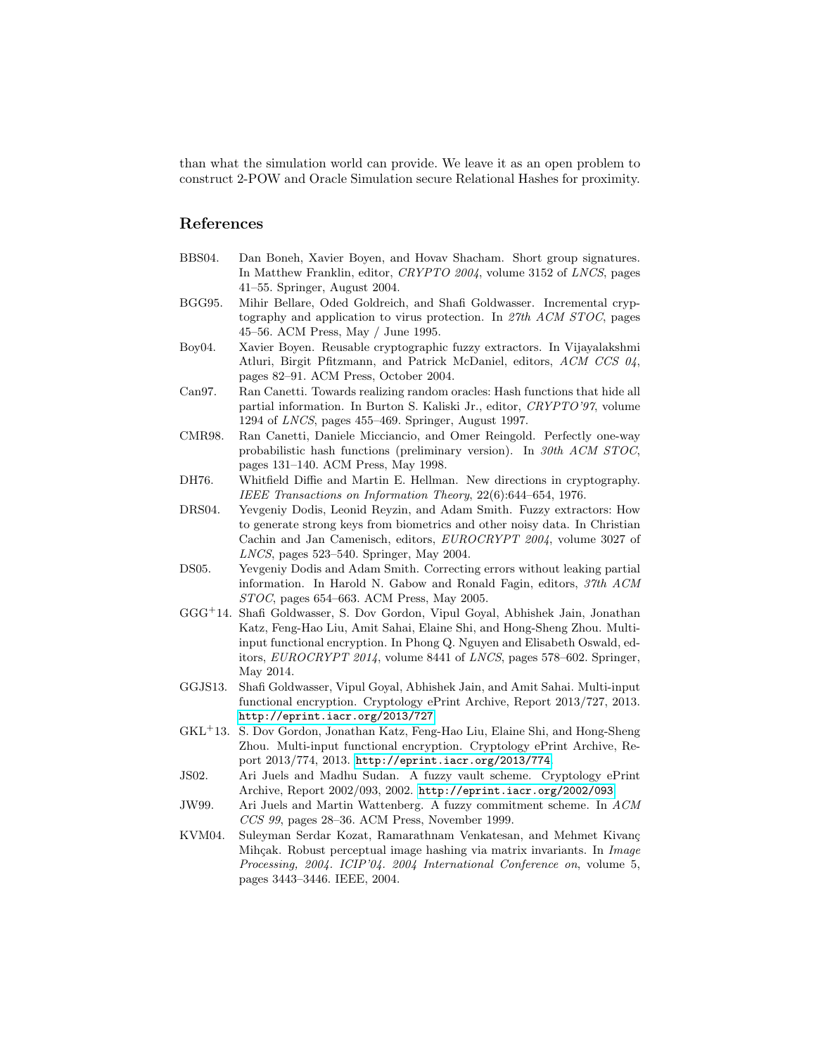than what the simulation world can provide. We leave it as an open problem to construct 2-POW and Oracle Simulation secure Relational Hashes for proximity.

## References

- BBS04. Dan Boneh, Xavier Boyen, and Hovav Shacham. Short group signatures. In Matthew Franklin, editor, *CRYPTO 2004*, volume 3152 of *LNCS*, pages 41–55. Springer, August 2004.
- BGG95. Mihir Bellare, Oded Goldreich, and Shafi Goldwasser. Incremental cryptography and application to virus protection. In *27th ACM STOC*, pages 45–56. ACM Press, May / June 1995.
- Boy04. Xavier Boyen. Reusable cryptographic fuzzy extractors. In Vijayalakshmi Atluri, Birgit Pfitzmann, and Patrick McDaniel, editors, *ACM CCS 04*, pages 82–91. ACM Press, October 2004.
- Can97. Ran Canetti. Towards realizing random oracles: Hash functions that hide all partial information. In Burton S. Kaliski Jr., editor, *CRYPTO'97*, volume 1294 of *LNCS*, pages 455–469. Springer, August 1997.
- CMR98. Ran Canetti, Daniele Micciancio, and Omer Reingold. Perfectly one-way probabilistic hash functions (preliminary version). In *30th ACM STOC*, pages 131–140. ACM Press, May 1998.
- DH76. Whitfield Diffie and Martin E. Hellman. New directions in cryptography. *IEEE Transactions on Information Theory*, 22(6):644–654, 1976.
- DRS04. Yevgeniy Dodis, Leonid Reyzin, and Adam Smith. Fuzzy extractors: How to generate strong keys from biometrics and other noisy data. In Christian Cachin and Jan Camenisch, editors, *EUROCRYPT 2004*, volume 3027 of *LNCS*, pages 523–540. Springer, May 2004.
- DS05. Yevgeniy Dodis and Adam Smith. Correcting errors without leaking partial information. In Harold N. Gabow and Ronald Fagin, editors, *37th ACM STOC*, pages 654–663. ACM Press, May 2005.
- GGG+14. Shafi Goldwasser, S. Dov Gordon, Vipul Goyal, Abhishek Jain, Jonathan Katz, Feng-Hao Liu, Amit Sahai, Elaine Shi, and Hong-Sheng Zhou. Multi-input functional encryption. In Phong Q. Nguyen and Elisabeth Oswald, editors, *EUROCRYPT 2014*, volume 8441 of *LNCS*, pages 578–602. Springer, May 2014.
- GGJS13. Shafi Goldwasser, Vipul Goyal, Abhishek Jain, and Amit Sahai. Multi-input functional encryption. Cryptology ePrint Archive, Report 2013/727, 2013. `http://eprint.iacr.org/2013/727`.
- GKL+13. S. Dov Gordon, Jonathan Katz, Feng-Hao Liu, Elaine Shi, and Hong-Sheng Zhou. Multi-input functional encryption. Cryptology ePrint Archive, Report 2013/774, 2013. `http://eprint.iacr.org/2013/774`.
- JS02. Ari Juels and Madhu Sudan. A fuzzy vault scheme. Cryptology ePrint Archive, Report 2002/093, 2002. `http://eprint.iacr.org/2002/093`.
- JW99. Ari Juels and Martin Wattenberg. A fuzzy commitment scheme. In *ACM CCS 99*, pages 28–36. ACM Press, November 1999.
- KVM04. Suleyman Serdar Kozat, Ramarathnam Venkatesan, and Mehmet Kivanç Mihçak. Robust perceptual image hashing via matrix invariants. In *Image Processing, 2004. ICIP'04. 2004 International Conference on*, volume 5, pages 3443–3446. IEEE, 2004.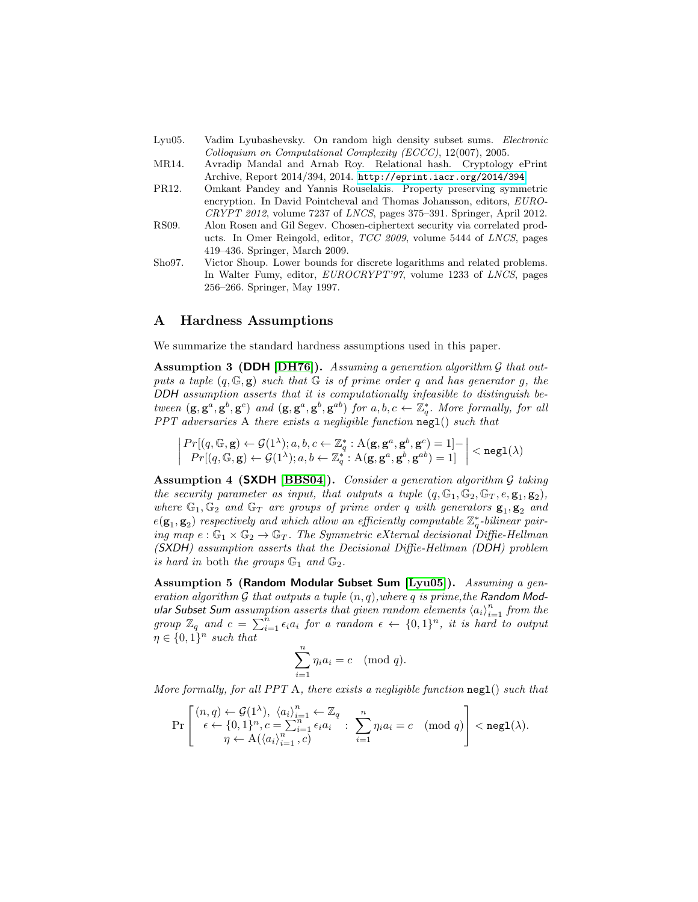Lyu05. Vadim Lyubashevsky. On random high density subset sums. *Electronic Colloquium on Computational Complexity (ECCC)*, 12(007), 2005.

MR14. Avradip Mandal and Arnab Roy. Relational hash. Cryptology ePrint Archive, Report 2014/394, 2014. http://eprint.iacr.org/2014/394

PR12. Omkant Pandey and Yannis Rouselakis. Property preserving symmetric encryption. In David Pointcheval and Thomas Johansson, editors, *EUROCRYPT 2012*, volume 7237 of *LNCS*, pages 375–391. Springer, April 2012.

RS09. Alon Rosen and Gil Segev. Chosen-ciphertext security via correlated products. In Omer Reingold, editor, *TCC 2009*, volume 5444 of *LNCS*, pages 419–436. Springer, March 2009.

Sho97. Victor Shoup. Lower bounds for discrete logarithms and related problems. In Walter Fumy, editor, *EUROCRYPT'97*, volume 1233 of *LNCS*, pages 256–266. Springer, May 1997.

# A Hardness Assumptions

We summarize the standard hardness assumptions used in this paper.

**Assumption 3 (DDH [DH76]).** *Assuming a generation algorithm $\mathcal{G}$ that outputs a tuple $(q, \mathbb{G}, \mathbf{g})$ such that $\mathbb{G}$ is of prime order $q$ and has generator $g$, the DDH assumption asserts that it is computationally infeasible to distinguish between $(\mathbf{g}, \mathbf{g}^a, \mathbf{g}^b, \mathbf{g}^c)$ and $(\mathbf{g}, \mathbf{g}^a, \mathbf{g}^b, \mathbf{g}^{ab})$ for $a, b, c \leftarrow \mathbb{Z}_q^*$. More formally, for all PPT adversaries $\mathrm{A}$ there exists a negligible function $\mathtt{negl}()$ such that*

$$\left| \begin{array}{c} Pr[(q, \mathbb{G}, \mathbf{g}) \leftarrow \mathcal{G}(1^\lambda); a, b, c \leftarrow \mathbb{Z}_q^* : \mathrm{A}(\mathbf{g}, \mathbf{g}^a, \mathbf{g}^b, \mathbf{g}^c) = 1] - \\ Pr[(q, \mathbb{G}, \mathbf{g}) \leftarrow \mathcal{G}(1^\lambda); a, b \leftarrow \mathbb{Z}_q^* : \mathrm{A}(\mathbf{g}, \mathbf{g}^a, \mathbf{g}^b, \mathbf{g}^{ab}) = 1] \end{array} \right| < \mathtt{negl}(\lambda)$$

**Assumption 4 (SXDH [BBS04]).** *Consider a generation algorithm $\mathcal{G}$ taking the security parameter as input, that outputs a tuple $(q, \mathbb{G}_1, \mathbb{G}_2, \mathbb{G}_T, e, \mathbf{g}_1, \mathbf{g}_2)$, where $\mathbb{G}_1, \mathbb{G}_2$ and $\mathbb{G}_T$ are groups of prime order $q$ with generators $\mathbf{g}_1, \mathbf{g}_2$ and $e(\mathbf{g}_1, \mathbf{g}_2)$ respectively and which allow an efficiently computable $\mathbb{Z}_q^*$-bilinear pairing map $e : \mathbb{G}_1 \times \mathbb{G}_2 \to \mathbb{G}_T$. The Symmetric eXternal decisional Diffie-Hellman (SXDH) assumption asserts that the Decisional Diffie-Hellman (DDH) problem is hard in* both *the groups $\mathbb{G}_1$ and $\mathbb{G}_2$.*

**Assumption 5 (Random Modular Subset Sum [Lyu05]).** *Assuming a generation algorithm $\mathcal{G}$ that outputs a tuple $(n, q)$, where $q$ is prime, the Random Modular Subset Sum assumption asserts that given random elements $\langle a_i \rangle_{i=1}^n$ from the group $\mathbb{Z}_q$ and $c = \sum_{i=1}^n \epsilon_i a_i$ for a random $\epsilon \leftarrow \{0,1\}^n$, it is hard to output $\eta \in \{0,1\}^n$ such that*

$$\sum_{i=1}^n \eta_i a_i = c \pmod q.$$

*More formally, for all PPT $\mathrm{A}$, there exists a negligible function $\mathtt{negl}()$ such that*

$$\Pr\left[ \begin{array}{c} (n, q) \leftarrow \mathcal{G}(1^\lambda), \ \langle a_i \rangle_{i=1}^n \leftarrow \mathbb{Z}_q \\ \epsilon \leftarrow \{0,1\}^n, c = \sum_{i=1}^n \epsilon_i a_i \\ \eta \leftarrow \mathrm{A}(\langle a_i \rangle_{i=1}^n, c) \end{array} : \sum_{i=1}^n \eta_i a_i = c \pmod q \right] < \mathtt{negl}(\lambda).$$